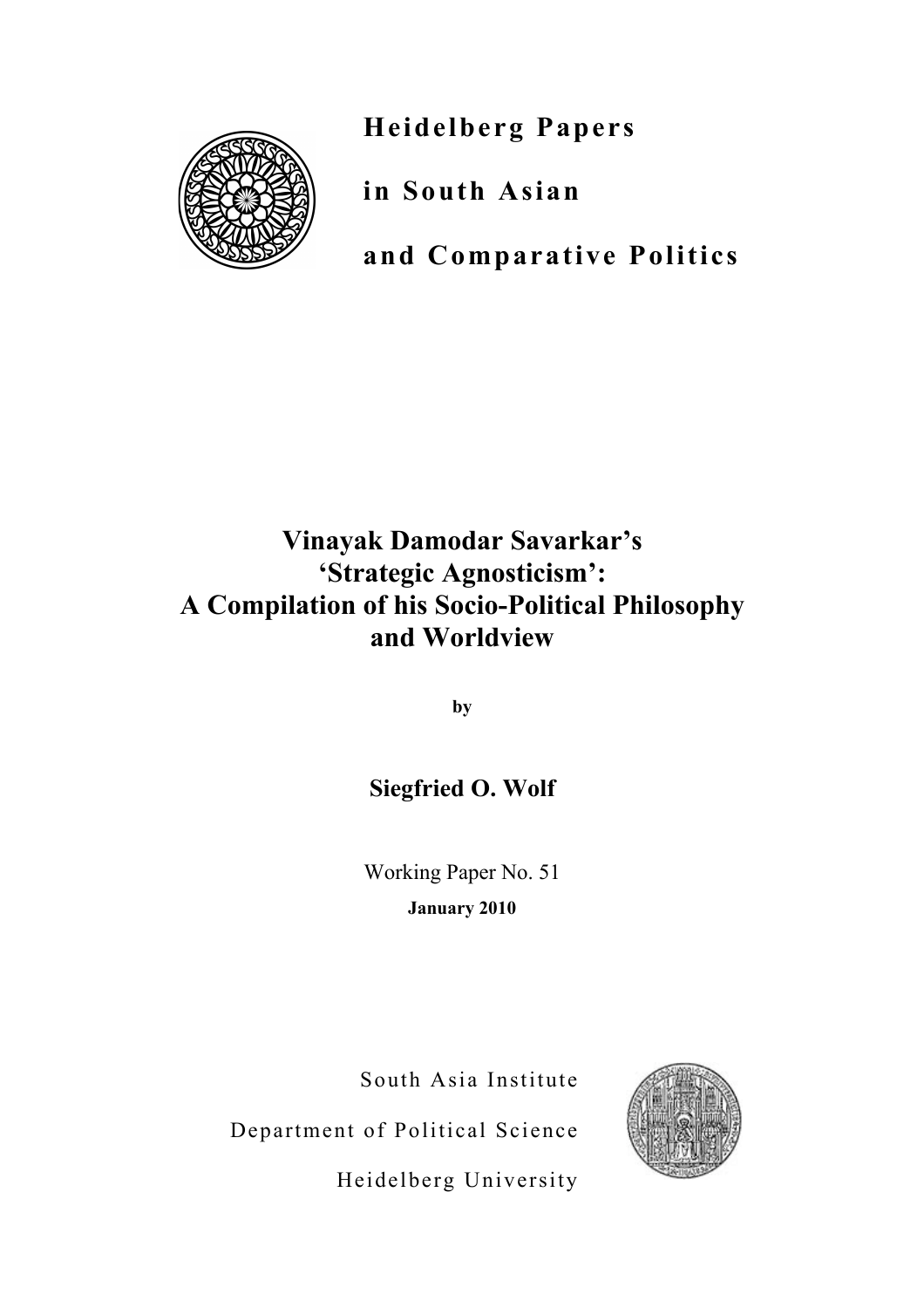# Heidelberg Papers in South Asian and Comparative Politics

# Vinayak Damodar Savarkar's 'Strategic Agnosticism': A Compilation of his Socio-Political Philosophy and Worldview

by

**Siegfried O. Wolf**

Working Paper No. 51

**January 2010**

South Asia Institute

Department of Political Science

Heidelberg University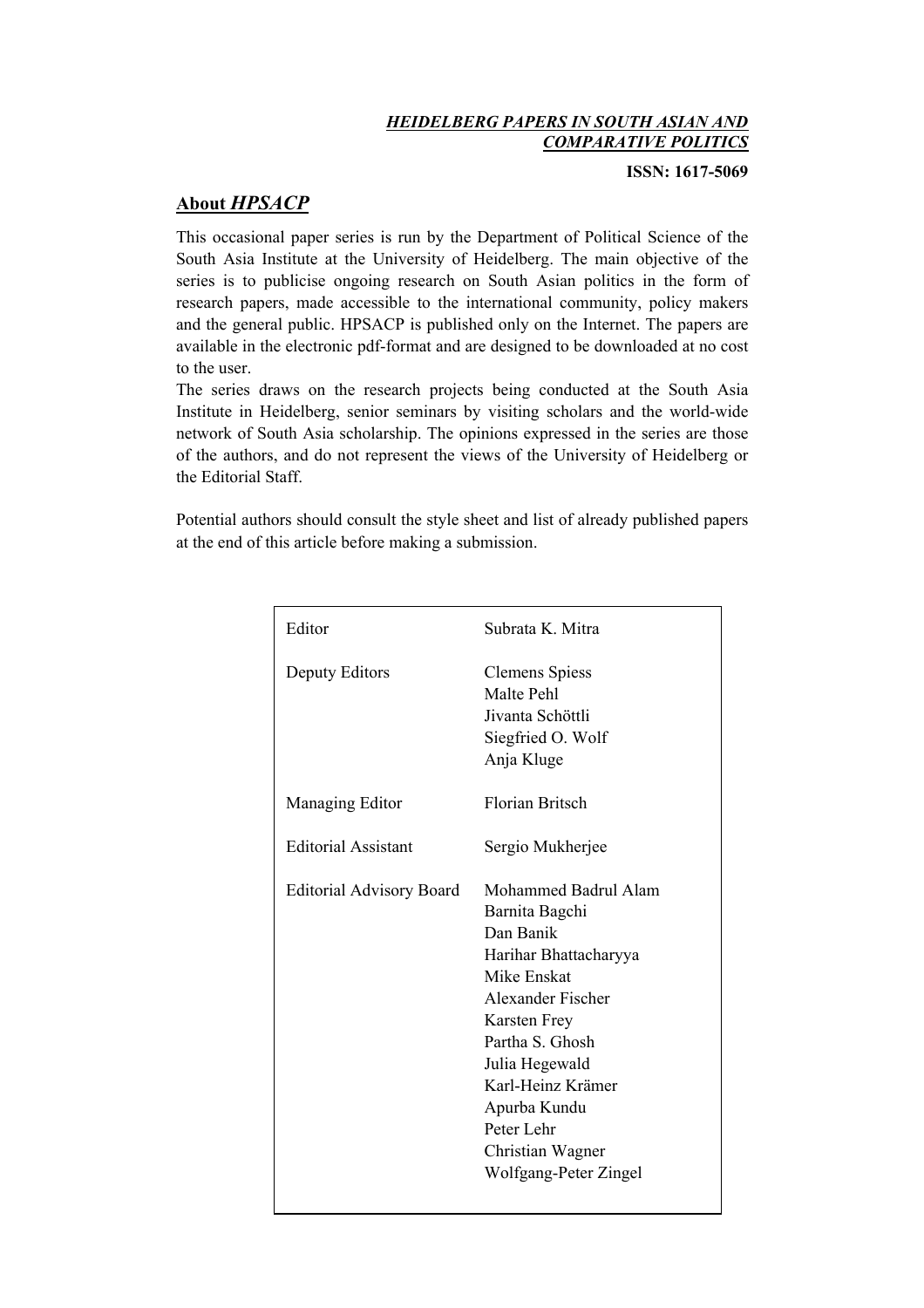***HEIDELBERG PAPERS IN SOUTH ASIAN AND COMPARATIVE POLITICS***

**ISSN: 1617-5069**

## About *HPSACP*

This occasional paper series is run by the Department of Political Science of the South Asia Institute at the University of Heidelberg. The main objective of the series is to publicise ongoing research on South Asian politics in the form of research papers, made accessible to the international community, policy makers and the general public. HPSACP is published only on the Internet. The papers are available in the electronic pdf-format and are designed to be downloaded at no cost to the user.

The series draws on the research projects being conducted at the South Asia Institute in Heidelberg, senior seminars by visiting scholars and the world-wide network of South Asia scholarship. The opinions expressed in the series are those of the authors, and do not represent the views of the University of Heidelberg or the Editorial Staff.

Potential authors should consult the style sheet and list of already published papers at the end of this article before making a submission.

| | |
|---|---|
| Editor | Subrata K. Mitra |
| Deputy Editors | Clemens Spiess<br>Malte Pehl<br>Jivanta Schöttli<br>Siegfried O. Wolf<br>Anja Kluge |
| Managing Editor | Florian Britsch |
| Editorial Assistant | Sergio Mukherjee |
| Editorial Advisory Board | Mohammed Badrul Alam<br>Barnita Bagchi<br>Dan Banik<br>Harihar Bhattacharyya<br>Mike Enskat<br>Alexander Fischer<br>Karsten Frey<br>Partha S. Ghosh<br>Julia Hegewald<br>Karl-Heinz Krämer<br>Apurba Kundu<br>Peter Lehr<br>Christian Wagner<br>Wolfgang-Peter Zingel |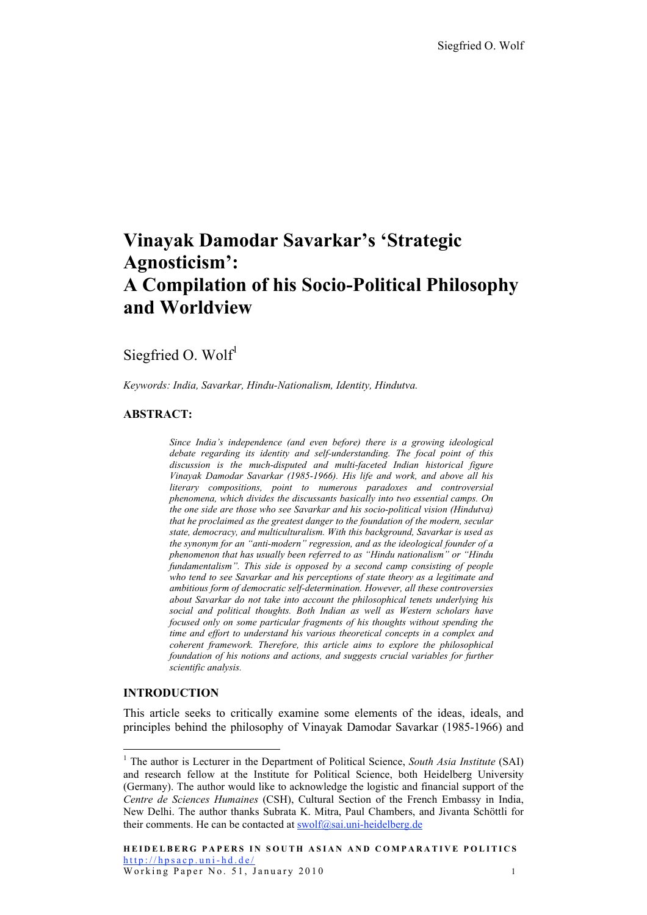# Vinayak Damodar Savarkar's 'Strategic Agnosticism': A Compilation of his Socio-Political Philosophy and Worldview

Siegfried O. Wolf[1]

*Keywords: India, Savarkar, Hindu-Nationalism, Identity, Hindutva.*

**ABSTRACT:**

*Since India's independence (and even before) there is a growing ideological debate regarding its identity and self-understanding. The focal point of this discussion is the much-disputed and multi-faceted Indian historical figure Vinayak Damodar Savarkar (1985-1966). His life and work, and above all his literary compositions, point to numerous paradoxes and controversial phenomena, which divides the discussants basically into two essential camps. On the one side are those who see Savarkar and his socio-political vision (Hindutva) that he proclaimed as the greatest danger to the foundation of the modern, secular state, democracy, and multiculturalism. With this background, Savarkar is used as the synonym for an "anti-modern" regression, and as the ideological founder of a phenomenon that has usually been referred to as "Hindu nationalism" or "Hindu fundamentalism". This side is opposed by a second camp consisting of people who tend to see Savarkar and his perceptions of state theory as a legitimate and ambitious form of democratic self-determination. However, all these controversies about Savarkar do not take into account the philosophical tenets underlying his social and political thoughts. Both Indian as well as Western scholars have focused only on some particular fragments of his thoughts without spending the time and effort to understand his various theoretical concepts in a complex and coherent framework. Therefore, this article aims to explore the philosophical foundation of his notions and actions, and suggests crucial variables for further scientific analysis.*

**INTRODUCTION**

This article seeks to critically examine some elements of the ideas, ideals, and principles behind the philosophy of Vinayak Damodar Savarkar (1985-1966) and

---

[1] The author is Lecturer in the Department of Political Science, *South Asia Institute* (SAI) and research fellow at the Institute for Political Science, both Heidelberg University (Germany). The author would like to acknowledge the logistic and financial support of the *Centre de Sciences Humaines* (CSH), Cultural Section of the French Embassy in India, New Delhi. The author thanks Subrata K. Mitra, Paul Chambers, and Jivanta Schöttli for their comments. He can be contacted at swolf@sai.uni-heidelberg.de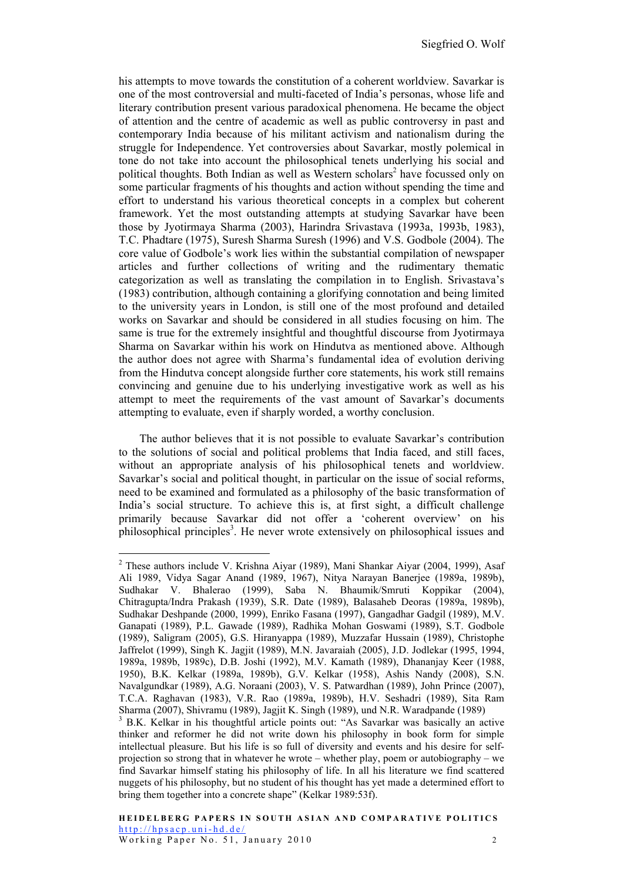his attempts to move towards the constitution of a coherent worldview. Savarkar is one of the most controversial and multi-faceted of India's personas, whose life and literary contribution present various paradoxical phenomena. He became the object of attention and the centre of academic as well as public controversy in past and contemporary India because of his militant activism and nationalism during the struggle for Independence. Yet controversies about Savarkar, mostly polemical in tone do not take into account the philosophical tenets underlying his social and political thoughts. Both Indian as well as Western scholars[2] have focussed only on some particular fragments of his thoughts and action without spending the time and effort to understand his various theoretical concepts in a complex but coherent framework. Yet the most outstanding attempts at studying Savarkar have been those by Jyotirmaya Sharma (2003), Harindra Srivastava (1993a, 1993b, 1983), T.C. Phadtare (1975), Suresh Sharma Suresh (1996) and V.S. Godbole (2004). The core value of Godbole's work lies within the substantial compilation of newspaper articles and further collections of writing and the rudimentary thematic categorization as well as translating the compilation in to English. Srivastava's (1983) contribution, although containing a glorifying connotation and being limited to the university years in London, is still one of the most profound and detailed works on Savarkar and should be considered in all studies focusing on him. The same is true for the extremely insightful and thoughtful discourse from Jyotirmaya Sharma on Savarkar within his work on Hindutva as mentioned above. Although the author does not agree with Sharma's fundamental idea of evolution deriving from the Hindutva concept alongside further core statements, his work still remains convincing and genuine due to his underlying investigative work as well as his attempt to meet the requirements of the vast amount of Savarkar's documents attempting to evaluate, even if sharply worded, a worthy conclusion.

The author believes that it is not possible to evaluate Savarkar's contribution to the solutions of social and political problems that India faced, and still faces, without an appropriate analysis of his philosophical tenets and worldview. Savarkar's social and political thought, in particular on the issue of social reforms, need to be examined and formulated as a philosophy of the basic transformation of India's social structure. To achieve this is, at first sight, a difficult challenge primarily because Savarkar did not offer a 'coherent overview' on his philosophical principles[3]. He never wrote extensively on philosophical issues and

---

[2] These authors include V. Krishna Aiyar (1989), Mani Shankar Aiyar (2004, 1999), Asaf Ali 1989, Vidya Sagar Anand (1989, 1967), Nitya Narayan Banerjee (1989a, 1989b), Sudhakar V. Bhalerao (1999), Saba N. Bhaumik/Smruti Koppikar (2004), Chitragupta/Indra Prakash (1939), S.R. Date (1989), Balasaheb Deoras (1989a, 1989b), Sudhakar Deshpande (2000, 1999), Enriko Fasana (1997), Gangadhar Gadgil (1989), M.V. Ganapati (1989), P.L. Gawade (1989), Radhika Mohan Goswami (1989), S.T. Godbole (1989), Saligram (2005), G.S. Hiranyappa (1989), Muzzafar Hussain (1989), Christophe Jaffrelot (1999), Singh K. Jagjit (1989), M.N. Javaraiah (2005), J.D. Jodlekar (1995, 1994, 1989a, 1989b, 1989c), D.B. Joshi (1992), M.V. Kamath (1989), Dhananjay Keer (1988, 1950), B.K. Kelkar (1989a, 1989b), G.V. Kelkar (1958), Ashis Nandy (2008), S.N. Navalgundkar (1989), A.G. Noraani (2003), V. S. Patwardhan (1989), John Prince (2007), T.C.A. Raghavan (1983), V.R. Rao (1989a, 1989b), H.V. Seshadri (1989), Sita Ram Sharma (2007), Shivramu (1989), Jagjit K. Singh (1989), und N.R. Waradpande (1989)

[3] B.K. Kelkar in his thoughtful article points out: "As Savarkar was basically an active thinker and reformer he did not write down his philosophy in book form for simple intellectual pleasure. But his life is so full of diversity and events and his desire for self-projection so strong that in whatever he wrote – whether play, poem or autobiography – we find Savarkar himself stating his philosophy of life. In all his literature we find scattered nuggets of his philosophy, but no student of his thought has yet made a determined effort to bring them together into a concrete shape" (Kelkar 1989:53f).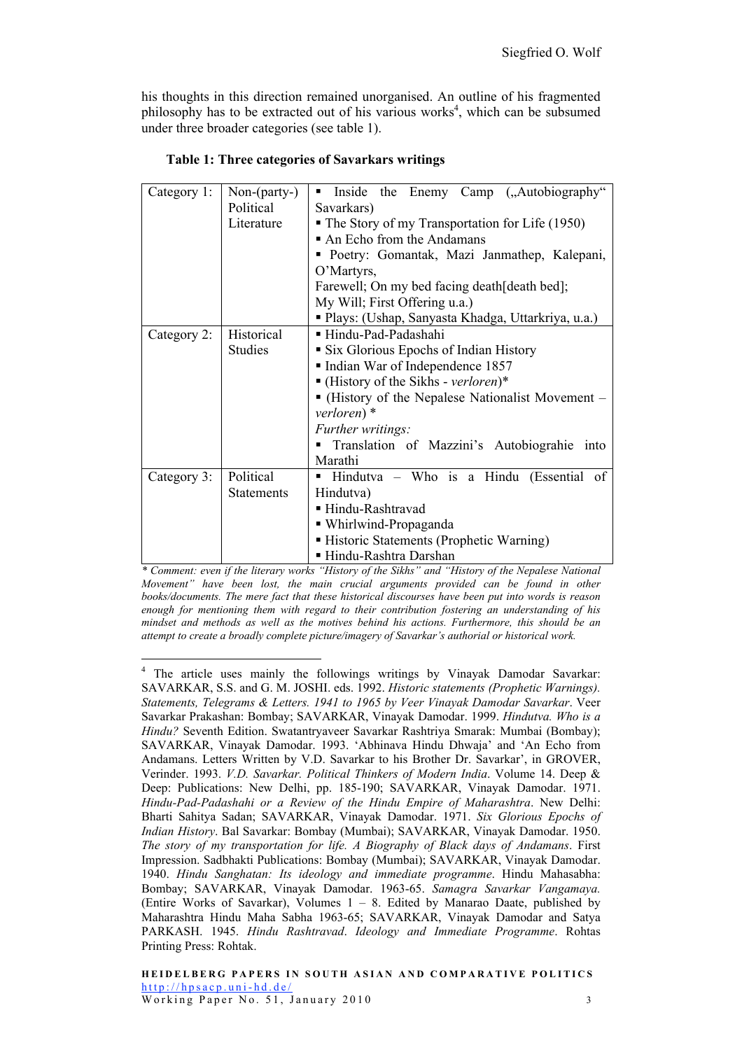his thoughts in this direction remained unorganised. An outline of his fragmented philosophy has to be extracted out of his various works[4], which can be subsumed under three broader categories (see table 1).

**Table 1: Three categories of Savarkars writings**

| | | |
|---|---|---|
| Category 1: | Non-(party-) Political Literature | ▪ Inside the Enemy Camp („Autobiography" Savarkars)<br>▪ The Story of my Transportation for Life (1950)<br>▪ An Echo from the Andamans<br>▪ Poetry: Gomantak, Mazi Janmathep, Kalepani, O'Martyrs, Farewell; On my bed facing death[death bed]; My Will; First Offering u.a.)<br>▪ Plays: (Ushap, Sanyasta Khadga, Uttarkriya, u.a.) |
| Category 2: | Historical Studies | ▪ Hindu-Pad-Padashahi<br>▪ Six Glorious Epochs of Indian History<br>▪ Indian War of Independence 1857<br>▪ (History of the Sikhs - *verloren*)*<br>▪ (History of the Nepalese Nationalist Movement – *verloren*) *<br>*Further writings:*<br>▪ Translation of Mazzini's Autobiograhie into Marathi |
| Category 3: | Political Statements | ▪ Hindutva – Who is a Hindu (Essential of Hindutva)<br>▪ Hindu-Rashtravad<br>▪ Whirlwind-Propaganda<br>▪ Historic Statements (Prophetic Warning)<br>▪ Hindu-Rashtra Darshan |

*\* Comment: even if the literary works "History of the Sikhs" and "History of the Nepalese National Movement" have been lost, the main crucial arguments provided can be found in other books/documents. The mere fact that these historical discourses have been put into words is reason enough for mentioning them with regard to their contribution fostering an understanding of his mindset and methods as well as the motives behind his actions. Furthermore, this should be an attempt to create a broadly complete picture/imagery of Savarkar's authorial or historical work.*

---

[4] The article uses mainly the followings writings by Vinayak Damodar Savarkar: SAVARKAR, S.S. and G. M. JOSHI. eds. 1992. *Historic statements (Prophetic Warnings). Statements, Telegrams & Letters. 1941 to 1965 by Veer Vinayak Damodar Savarkar*. Veer Savarkar Prakashan: Bombay; SAVARKAR, Vinayak Damodar. 1999. *Hindutva. Who is a Hindu?* Seventh Edition. Swatantryaveer Savarkar Rashtriya Smarak: Mumbai (Bombay); SAVARKAR, Vinayak Damodar. 1993. 'Abhinava Hindu Dhwaja' and 'An Echo from Andamans. Letters Written by V.D. Savarkar to his Brother Dr. Savarkar', in GROVER, Verinder. 1993. *V.D. Savarkar. Political Thinkers of Modern India*. Volume 14. Deep & Deep: Publications: New Delhi, pp. 185-190; SAVARKAR, Vinayak Damodar. 1971. *Hindu-Pad-Padashahi or a Review of the Hindu Empire of Maharashtra*. New Delhi: Bharti Sahitya Sadan; SAVARKAR, Vinayak Damodar. 1971. *Six Glorious Epochs of Indian History*. Bal Savarkar: Bombay (Mumbai); SAVARKAR, Vinayak Damodar. 1950. *The story of my transportation for life. A Biography of Black days of Andamans*. First Impression. Sadbhakti Publications: Bombay (Mumbai); SAVARKAR, Vinayak Damodar. 1940. *Hindu Sanghatan: Its ideology and immediate programme*. Hindu Mahasabha: Bombay; SAVARKAR, Vinayak Damodar. 1963-65. *Samagra Savarkar Vangamaya.* (Entire Works of Savarkar), Volumes 1 – 8. Edited by Manarao Daate, published by Maharashtra Hindu Maha Sabha 1963-65; SAVARKAR, Vinayak Damodar and Satya PARKASH. 1945. *Hindu Rashtravad*. *Ideology and Immediate Programme*. Rohtas Printing Press: Rohtak.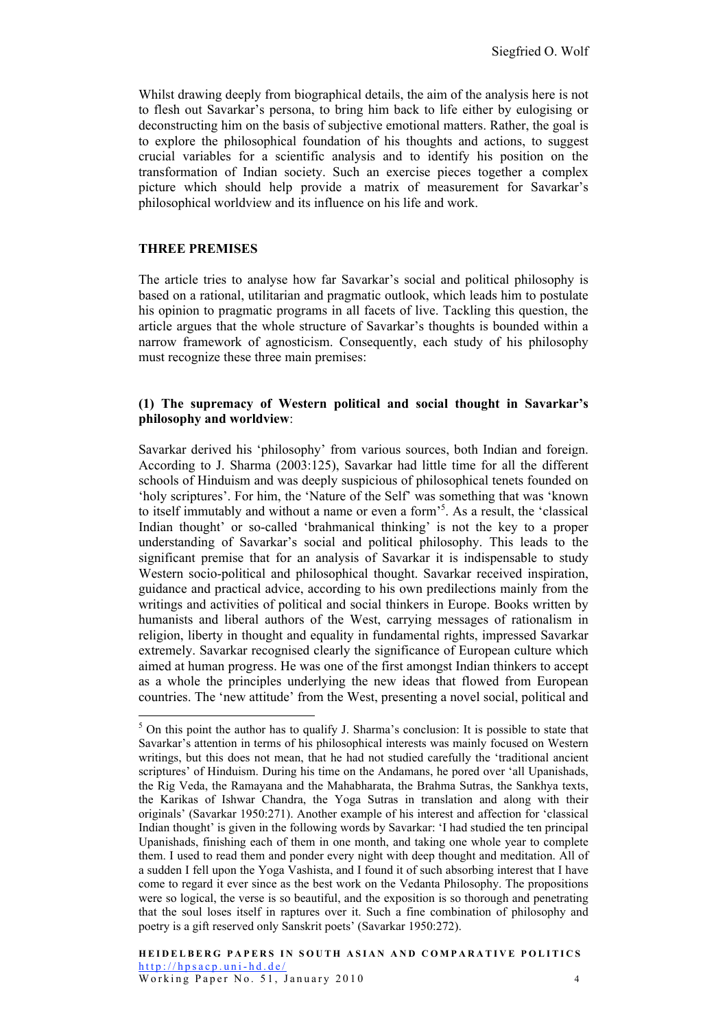Whilst drawing deeply from biographical details, the aim of the analysis here is not to flesh out Savarkar's persona, to bring him back to life either by eulogising or deconstructing him on the basis of subjective emotional matters. Rather, the goal is to explore the philosophical foundation of his thoughts and actions, to suggest crucial variables for a scientific analysis and to identify his position on the transformation of Indian society. Such an exercise pieces together a complex picture which should help provide a matrix of measurement for Savarkar's philosophical worldview and its influence on his life and work.

## THREE PREMISES

The article tries to analyse how far Savarkar's social and political philosophy is based on a rational, utilitarian and pragmatic outlook, which leads him to postulate his opinion to pragmatic programs in all facets of live. Tackling this question, the article argues that the whole structure of Savarkar's thoughts is bounded within a narrow framework of agnosticism. Consequently, each study of his philosophy must recognize these three main premises:

### (1) The supremacy of Western political and social thought in Savarkar's philosophy and worldview:

Savarkar derived his 'philosophy' from various sources, both Indian and foreign. According to J. Sharma (2003:125), Savarkar had little time for all the different schools of Hinduism and was deeply suspicious of philosophical tenets founded on 'holy scriptures'. For him, the 'Nature of the Self' was something that was 'known to itself immutably and without a name or even a form'[5]. As a result, the 'classical Indian thought' or so-called 'brahmanical thinking' is not the key to a proper understanding of Savarkar's social and political philosophy. This leads to the significant premise that for an analysis of Savarkar it is indispensable to study Western socio-political and philosophical thought. Savarkar received inspiration, guidance and practical advice, according to his own predilections mainly from the writings and activities of political and social thinkers in Europe. Books written by humanists and liberal authors of the West, carrying messages of rationalism in religion, liberty in thought and equality in fundamental rights, impressed Savarkar extremely. Savarkar recognised clearly the significance of European culture which aimed at human progress. He was one of the first amongst Indian thinkers to accept as a whole the principles underlying the new ideas that flowed from European countries. The 'new attitude' from the West, presenting a novel social, political and

---

[5] On this point the author has to qualify J. Sharma's conclusion: It is possible to state that Savarkar's attention in terms of his philosophical interests was mainly focused on Western writings, but this does not mean, that he had not studied carefully the 'traditional ancient scriptures' of Hinduism. During his time on the Andamans, he pored over 'all Upanishads, the Rig Veda, the Ramayana and the Mahabharata, the Brahma Sutras, the Sankhya texts, the Karikas of Ishwar Chandra, the Yoga Sutras in translation and along with their originals' (Savarkar 1950:271). Another example of his interest and affection for 'classical Indian thought' is given in the following words by Savarkar: 'I had studied the ten principal Upanishads, finishing each of them in one month, and taking one whole year to complete them. I used to read them and ponder every night with deep thought and meditation. All of a sudden I fell upon the Yoga Vashista, and I found it of such absorbing interest that I have come to regard it ever since as the best work on the Vedanta Philosophy. The propositions were so logical, the verse is so beautiful, and the exposition is so thorough and penetrating that the soul loses itself in raptures over it. Such a fine combination of philosophy and poetry is a gift reserved only Sanskrit poets' (Savarkar 1950:272).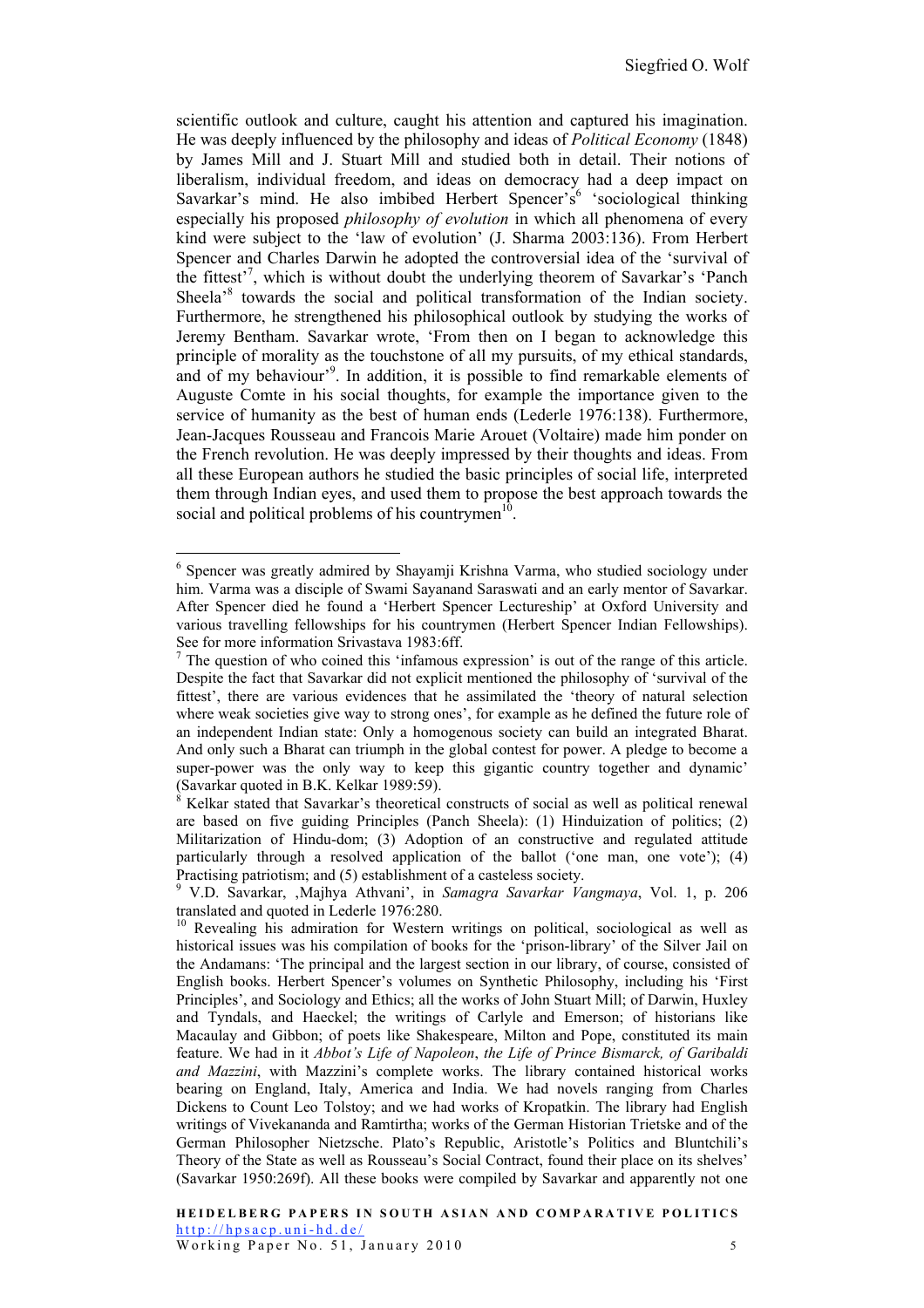scientific outlook and culture, caught his attention and captured his imagination. He was deeply influenced by the philosophy and ideas of *Political Economy* (1848) by James Mill and J. Stuart Mill and studied both in detail. Their notions of liberalism, individual freedom, and ideas on democracy had a deep impact on Savarkar's mind. He also imbibed Herbert Spencer's[6] 'sociological thinking especially his proposed *philosophy of evolution* in which all phenomena of every kind were subject to the 'law of evolution' (J. Sharma 2003:136). From Herbert Spencer and Charles Darwin he adopted the controversial idea of the 'survival of the fittest'[7], which is without doubt the underlying theorem of Savarkar's 'Panch Sheela'[8] towards the social and political transformation of the Indian society. Furthermore, he strengthened his philosophical outlook by studying the works of Jeremy Bentham. Savarkar wrote, 'From then on I began to acknowledge this principle of morality as the touchstone of all my pursuits, of my ethical standards, and of my behaviour'[9]. In addition, it is possible to find remarkable elements of Auguste Comte in his social thoughts, for example the importance given to the service of humanity as the best of human ends (Lederle 1976:138). Furthermore, Jean-Jacques Rousseau and Francois Marie Arouet (Voltaire) made him ponder on the French revolution. He was deeply impressed by their thoughts and ideas. From all these European authors he studied the basic principles of social life, interpreted them through Indian eyes, and used them to propose the best approach towards the social and political problems of his countrymen[10].

---

[6] Spencer was greatly admired by Shayamji Krishna Varma, who studied sociology under him. Varma was a disciple of Swami Sayanand Saraswati and an early mentor of Savarkar. After Spencer died he found a 'Herbert Spencer Lectureship' at Oxford University and various travelling fellowships for his countrymen (Herbert Spencer Indian Fellowships). See for more information Srivastava 1983:6ff.

[7] The question of who coined this 'infamous expression' is out of the range of this article. Despite the fact that Savarkar did not explicit mentioned the philosophy of 'survival of the fittest', there are various evidences that he assimilated the 'theory of natural selection where weak societies give way to strong ones', for example as he defined the future role of an independent Indian state: Only a homogenous society can build an integrated Bharat. And only such a Bharat can triumph in the global contest for power. A pledge to become a super-power was the only way to keep this gigantic country together and dynamic' (Savarkar quoted in B.K. Kelkar 1989:59).

[8] Kelkar stated that Savarkar's theoretical constructs of social as well as political renewal are based on five guiding Principles (Panch Sheela): (1) Hinduization of politics; (2) Militarization of Hindu-dom; (3) Adoption of an constructive and regulated attitude particularly through a resolved application of the ballot ('one man, one vote'); (4) Practising patriotism; and (5) establishment of a casteless society.

[9] V.D. Savarkar, ,Majhya Athvani', in *Samagra Savarkar Vangmaya*, Vol. 1, p. 206 translated and quoted in Lederle 1976:280.

[10] Revealing his admiration for Western writings on political, sociological as well as historical issues was his compilation of books for the 'prison-library' of the Silver Jail on the Andamans: 'The principal and the largest section in our library, of course, consisted of English books. Herbert Spencer's volumes on Synthetic Philosophy, including his 'First Principles', and Sociology and Ethics; all the works of John Stuart Mill; of Darwin, Huxley and Tyndals, and Haeckel; the writings of Carlyle and Emerson; of historians like Macaulay and Gibbon; of poets like Shakespeare, Milton and Pope, constituted its main feature. We had in it *Abbot's Life of Napoleon*, *the Life of Prince Bismarck, of Garibaldi and Mazzini*, with Mazzini's complete works. The library contained historical works bearing on England, Italy, America and India. We had novels ranging from Charles Dickens to Count Leo Tolstoy; and we had works of Kropatkin. The library had English writings of Vivekananda and Ramtirtha; works of the German Historian Trietske and of the German Philosopher Nietzsche. Plato's Republic, Aristotle's Politics and Bluntchili's Theory of the State as well as Rousseau's Social Contract, found their place on its shelves' (Savarkar 1950:269f). All these books were compiled by Savarkar and apparently not one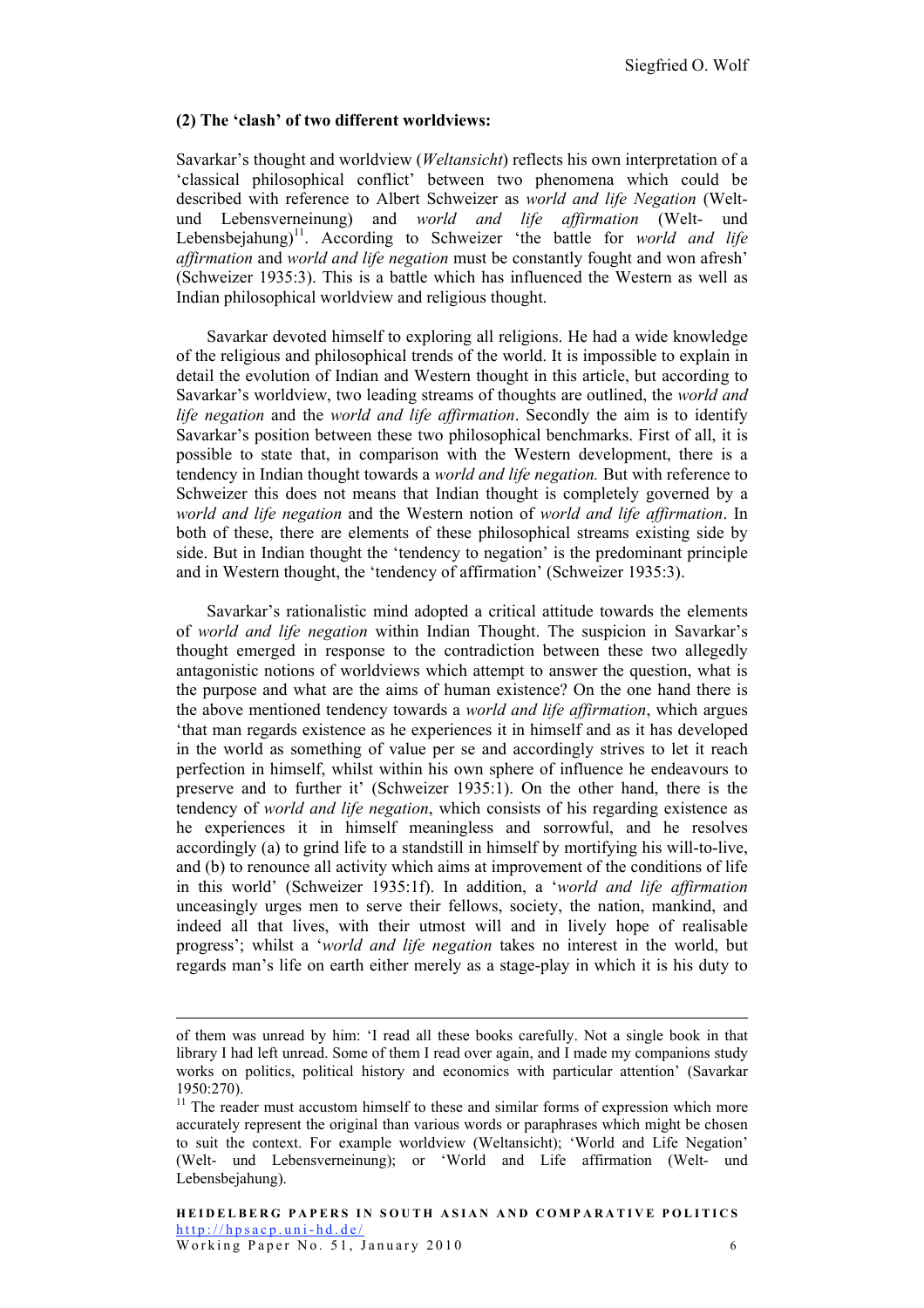**(2) The 'clash' of two different worldviews:**

Savarkar's thought and worldview (*Weltansicht*) reflects his own interpretation of a 'classical philosophical conflict' between two phenomena which could be described with reference to Albert Schweizer as *world and life Negation* (Welt- und Lebensverneinung) and *world and life affirmation* (Welt- und Lebensbejahung)[11]. According to Schweizer 'the battle for *world and life affirmation* and *world and life negation* must be constantly fought and won afresh' (Schweizer 1935:3). This is a battle which has influenced the Western as well as Indian philosophical worldview and religious thought.

Savarkar devoted himself to exploring all religions. He had a wide knowledge of the religious and philosophical trends of the world. It is impossible to explain in detail the evolution of Indian and Western thought in this article, but according to Savarkar's worldview, two leading streams of thoughts are outlined, the *world and life negation* and the *world and life affirmation*. Secondly the aim is to identify Savarkar's position between these two philosophical benchmarks. First of all, it is possible to state that, in comparison with the Western development, there is a tendency in Indian thought towards a *world and life negation.* But with reference to Schweizer this does not means that Indian thought is completely governed by a *world and life negation* and the Western notion of *world and life affirmation*. In both of these, there are elements of these philosophical streams existing side by side. But in Indian thought the 'tendency to negation' is the predominant principle and in Western thought, the 'tendency of affirmation' (Schweizer 1935:3).

Savarkar's rationalistic mind adopted a critical attitude towards the elements of *world and life negation* within Indian Thought. The suspicion in Savarkar's thought emerged in response to the contradiction between these two allegedly antagonistic notions of worldviews which attempt to answer the question, what is the purpose and what are the aims of human existence? On the one hand there is the above mentioned tendency towards a *world and life affirmation*, which argues 'that man regards existence as he experiences it in himself and as it has developed in the world as something of value per se and accordingly strives to let it reach perfection in himself, whilst within his own sphere of influence he endeavours to preserve and to further it' (Schweizer 1935:1). On the other hand, there is the tendency of *world and life negation*, which consists of his regarding existence as he experiences it in himself meaningless and sorrowful, and he resolves accordingly (a) to grind life to a standstill in himself by mortifying his will-to-live, and (b) to renounce all activity which aims at improvement of the conditions of life in this world' (Schweizer 1935:1f). In addition, a '*world and life affirmation* unceasingly urges men to serve their fellows, society, the nation, mankind, and indeed all that lives, with their utmost will and in lively hope of realisable progress'; whilst a '*world and life negation* takes no interest in the world, but regards man's life on earth either merely as a stage-play in which it is his duty to

---

of them was unread by him: 'I read all these books carefully. Not a single book in that library I had left unread. Some of them I read over again, and I made my companions study works on politics, political history and economics with particular attention' (Savarkar 1950:270).

[11] The reader must accustom himself to these and similar forms of expression which more accurately represent the original than various words or paraphrases which might be chosen to suit the context. For example worldview (Weltansicht); 'World and Life Negation' (Welt- und Lebensverneinung); or 'World and Life affirmation (Welt- und Lebensbejahung).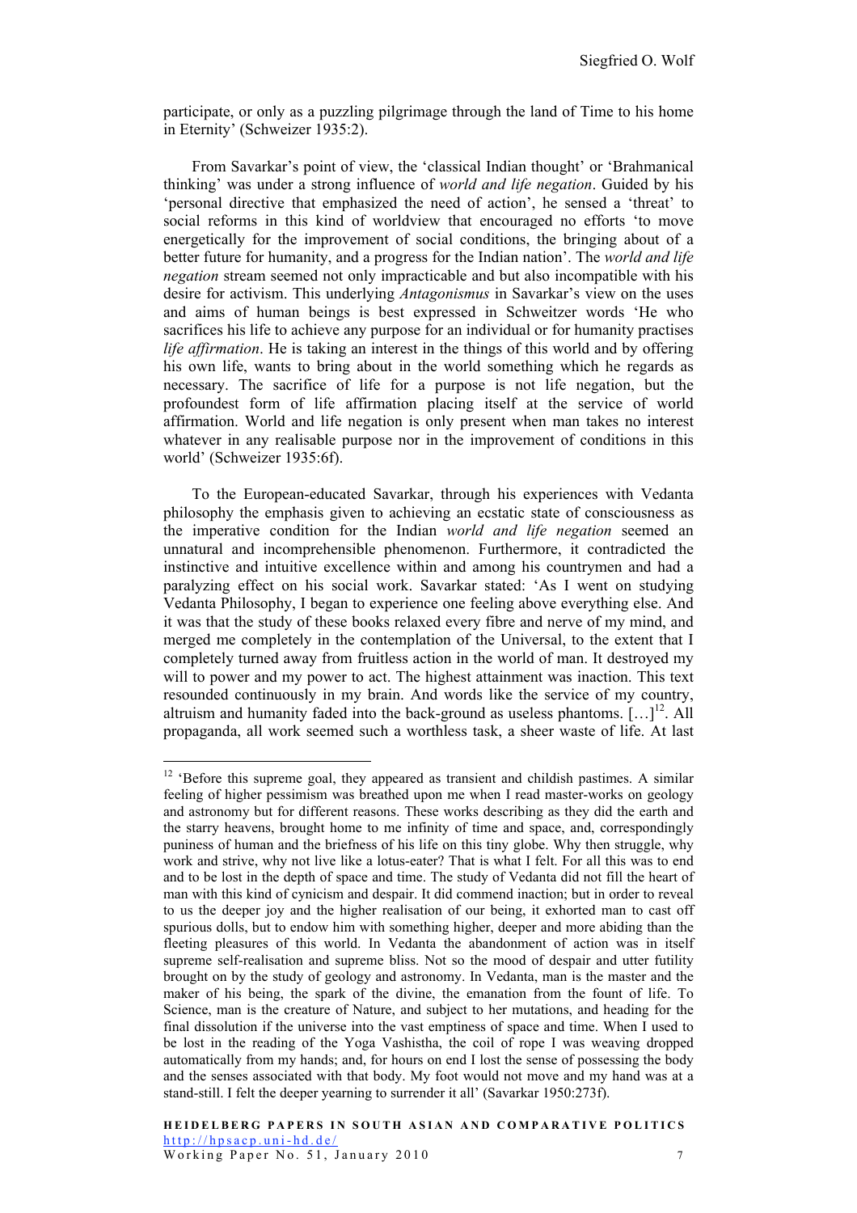participate, or only as a puzzling pilgrimage through the land of Time to his home in Eternity' (Schweizer 1935:2).

From Savarkar's point of view, the 'classical Indian thought' or 'Brahmanical thinking' was under a strong influence of *world and life negation*. Guided by his 'personal directive that emphasized the need of action', he sensed a 'threat' to social reforms in this kind of worldview that encouraged no efforts 'to move energetically for the improvement of social conditions, the bringing about of a better future for humanity, and a progress for the Indian nation'. The *world and life negation* stream seemed not only impracticable and but also incompatible with his desire for activism. This underlying *Antagonismus* in Savarkar's view on the uses and aims of human beings is best expressed in Schweitzer words 'He who sacrifices his life to achieve any purpose for an individual or for humanity practises *life affirmation*. He is taking an interest in the things of this world and by offering his own life, wants to bring about in the world something which he regards as necessary. The sacrifice of life for a purpose is not life negation, but the profoundest form of life affirmation placing itself at the service of world affirmation. World and life negation is only present when man takes no interest whatever in any realisable purpose nor in the improvement of conditions in this world' (Schweizer 1935:6f).

To the European-educated Savarkar, through his experiences with Vedanta philosophy the emphasis given to achieving an ecstatic state of consciousness as the imperative condition for the Indian *world and life negation* seemed an unnatural and incomprehensible phenomenon. Furthermore, it contradicted the instinctive and intuitive excellence within and among his countrymen and had a paralyzing effect on his social work. Savarkar stated: 'As I went on studying Vedanta Philosophy, I began to experience one feeling above everything else. And it was that the study of these books relaxed every fibre and nerve of my mind, and merged me completely in the contemplation of the Universal, to the extent that I completely turned away from fruitless action in the world of man. It destroyed my will to power and my power to act. The highest attainment was inaction. This text resounded continuously in my brain. And words like the service of my country, altruism and humanity faded into the back-ground as useless phantoms. […][12]. All propaganda, all work seemed such a worthless task, a sheer waste of life. At last

[12] 'Before this supreme goal, they appeared as transient and childish pastimes. A similar feeling of higher pessimism was breathed upon me when I read master-works on geology and astronomy but for different reasons. These works describing as they did the earth and the starry heavens, brought home to me infinity of time and space, and, correspondingly puniness of human and the briefness of his life on this tiny globe. Why then struggle, why work and strive, why not live like a lotus-eater? That is what I felt. For all this was to end and to be lost in the depth of space and time. The study of Vedanta did not fill the heart of man with this kind of cynicism and despair. It did commend inaction; but in order to reveal to us the deeper joy and the higher realisation of our being, it exhorted man to cast off spurious dolls, but to endow him with something higher, deeper and more abiding than the fleeting pleasures of this world. In Vedanta the abandonment of action was in itself supreme self-realisation and supreme bliss. Not so the mood of despair and utter futility brought on by the study of geology and astronomy. In Vedanta, man is the master and the maker of his being, the spark of the divine, the emanation from the fount of life. To Science, man is the creature of Nature, and subject to her mutations, and heading for the final dissolution if the universe into the vast emptiness of space and time. When I used to be lost in the reading of the Yoga Vashistha, the coil of rope I was weaving dropped automatically from my hands; and, for hours on end I lost the sense of possessing the body and the senses associated with that body. My foot would not move and my hand was at a stand-still. I felt the deeper yearning to surrender it all' (Savarkar 1950:273f).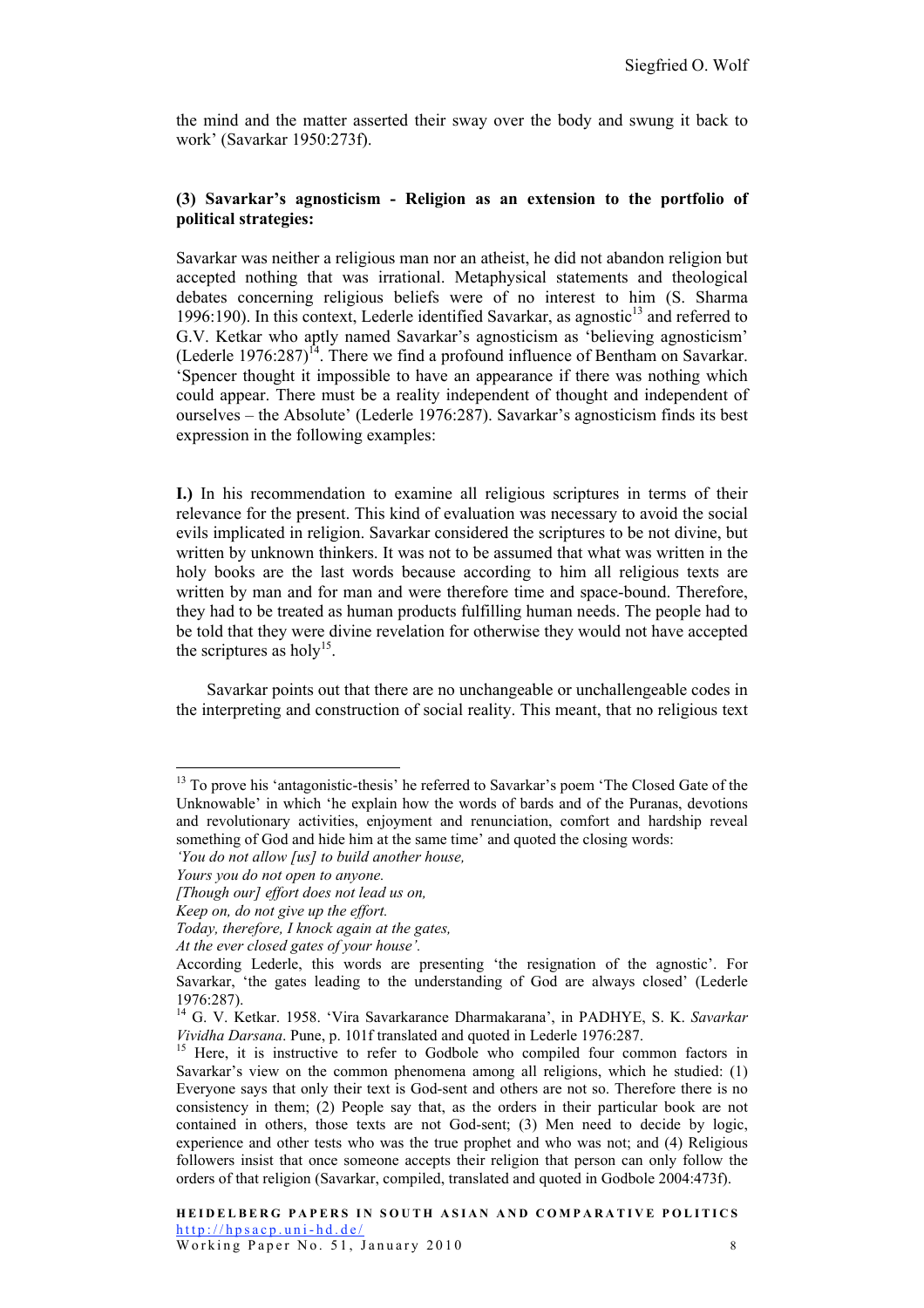the mind and the matter asserted their sway over the body and swung it back to work' (Savarkar 1950:273f).

**(3) Savarkar's agnosticism - Religion as an extension to the portfolio of political strategies:**

Savarkar was neither a religious man nor an atheist, he did not abandon religion but accepted nothing that was irrational. Metaphysical statements and theological debates concerning religious beliefs were of no interest to him (S. Sharma 1996:190). In this context, Lederle identified Savarkar, as agnostic[13] and referred to G.V. Ketkar who aptly named Savarkar's agnosticism as 'believing agnosticism' (Lederle 1976:287)[14]. There we find a profound influence of Bentham on Savarkar. 'Spencer thought it impossible to have an appearance if there was nothing which could appear. There must be a reality independent of thought and independent of ourselves – the Absolute' (Lederle 1976:287). Savarkar's agnosticism finds its best expression in the following examples:

**I.)** In his recommendation to examine all religious scriptures in terms of their relevance for the present. This kind of evaluation was necessary to avoid the social evils implicated in religion. Savarkar considered the scriptures to be not divine, but written by unknown thinkers. It was not to be assumed that what was written in the holy books are the last words because according to him all religious texts are written by man and for man and were therefore time and space-bound. Therefore, they had to be treated as human products fulfilling human needs. The people had to be told that they were divine revelation for otherwise they would not have accepted the scriptures as holy[15].

Savarkar points out that there are no unchangeable or unchallengeable codes in the interpreting and construction of social reality. This meant, that no religious text

---

[13] To prove his 'antagonistic-thesis' he referred to Savarkar's poem 'The Closed Gate of the Unknowable' in which 'he explain how the words of bards and of the Puranas, devotions and revolutionary activities, enjoyment and renunciation, comfort and hardship reveal something of God and hide him at the same time' and quoted the closing words:

*'You do not allow [us] to build another house,*
*Yours you do not open to anyone.*
*[Though our] effort does not lead us on,*
*Keep on, do not give up the effort.*
*Today, therefore, I knock again at the gates,*
*At the ever closed gates of your house'.*

According Lederle, this words are presenting 'the resignation of the agnostic'. For Savarkar, 'the gates leading to the understanding of God are always closed' (Lederle 1976:287).

[14] G. V. Ketkar. 1958. 'Vira Savarkarance Dharmakarana', in PADHYE, S. K. *Savarkar Vividha Darsana*. Pune, p. 101f translated and quoted in Lederle 1976:287.

[15] Here, it is instructive to refer to Godbole who compiled four common factors in Savarkar's view on the common phenomena among all religions, which he studied: (1) Everyone says that only their text is God-sent and others are not so. Therefore there is no consistency in them; (2) People say that, as the orders in their particular book are not contained in others, those texts are not God-sent; (3) Men need to decide by logic, experience and other tests who was the true prophet and who was not; and (4) Religious followers insist that once someone accepts their religion that person can only follow the orders of that religion (Savarkar, compiled, translated and quoted in Godbole 2004:473f).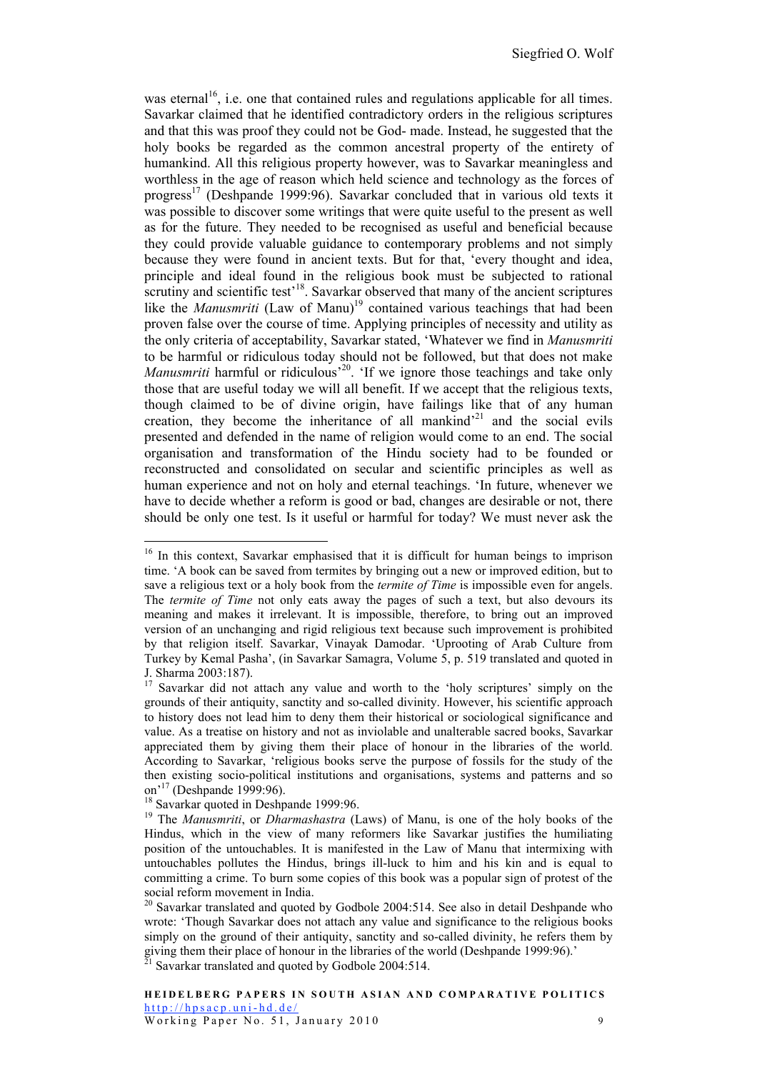was eternal[16], i.e. one that contained rules and regulations applicable for all times. Savarkar claimed that he identified contradictory orders in the religious scriptures and that this was proof they could not be God- made. Instead, he suggested that the holy books be regarded as the common ancestral property of the entirety of humankind. All this religious property however, was to Savarkar meaningless and worthless in the age of reason which held science and technology as the forces of progress[17] (Deshpande 1999:96). Savarkar concluded that in various old texts it was possible to discover some writings that were quite useful to the present as well as for the future. They needed to be recognised as useful and beneficial because they could provide valuable guidance to contemporary problems and not simply because they were found in ancient texts. But for that, 'every thought and idea, principle and ideal found in the religious book must be subjected to rational scrutiny and scientific test'[18]. Savarkar observed that many of the ancient scriptures like the *Manusmriti* (Law of Manu)[19] contained various teachings that had been proven false over the course of time. Applying principles of necessity and utility as the only criteria of acceptability, Savarkar stated, 'Whatever we find in *Manusmriti* to be harmful or ridiculous today should not be followed, but that does not make *Manusmriti* harmful or ridiculous'[20]. 'If we ignore those teachings and take only those that are useful today we will all benefit. If we accept that the religious texts, though claimed to be of divine origin, have failings like that of any human creation, they become the inheritance of all mankind'[21] and the social evils presented and defended in the name of religion would come to an end. The social organisation and transformation of the Hindu society had to be founded or reconstructed and consolidated on secular and scientific principles as well as human experience and not on holy and eternal teachings. 'In future, whenever we have to decide whether a reform is good or bad, changes are desirable or not, there should be only one test. Is it useful or harmful for today? We must never ask the

---

[16] In this context, Savarkar emphasised that it is difficult for human beings to imprison time. 'A book can be saved from termites by bringing out a new or improved edition, but to save a religious text or a holy book from the *termite of Time* is impossible even for angels. The *termite of Time* not only eats away the pages of such a text, but also devours its meaning and makes it irrelevant. It is impossible, therefore, to bring out an improved version of an unchanging and rigid religious text because such improvement is prohibited by that religion itself. Savarkar, Vinayak Damodar. 'Uprooting of Arab Culture from Turkey by Kemal Pasha', (in Savarkar Samagra, Volume 5, p. 519 translated and quoted in J. Sharma 2003:187).

[17] Savarkar did not attach any value and worth to the 'holy scriptures' simply on the grounds of their antiquity, sanctity and so-called divinity. However, his scientific approach to history does not lead him to deny them their historical or sociological significance and value. As a treatise on history and not as inviolable and unalterable sacred books, Savarkar appreciated them by giving them their place of honour in the libraries of the world. According to Savarkar, 'religious books serve the purpose of fossils for the study of the then existing socio-political institutions and organisations, systems and patterns and so on'[17] (Deshpande 1999:96).

[18] Savarkar quoted in Deshpande 1999:96.

[19] The *Manusmriti*, or *Dharmashastra* (Laws) of Manu, is one of the holy books of the Hindus, which in the view of many reformers like Savarkar justifies the humiliating position of the untouchables. It is manifested in the Law of Manu that intermixing with untouchables pollutes the Hindus, brings ill-luck to him and his kin and is equal to committing a crime. To burn some copies of this book was a popular sign of protest of the social reform movement in India.

[20] Savarkar translated and quoted by Godbole 2004:514. See also in detail Deshpande who wrote: 'Though Savarkar does not attach any value and significance to the religious books simply on the ground of their antiquity, sanctity and so-called divinity, he refers them by giving them their place of honour in the libraries of the world (Deshpande 1999:96).'

[21] Savarkar translated and quoted by Godbole 2004:514.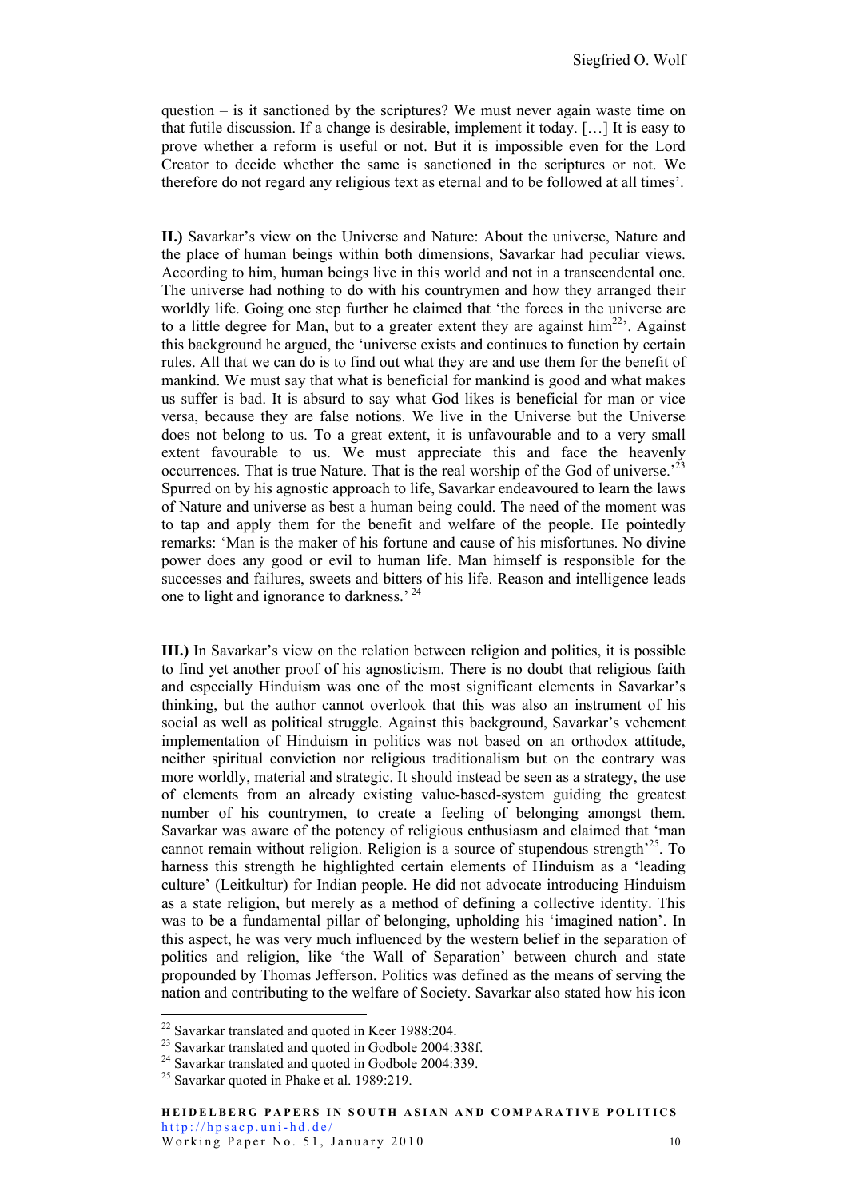question – is it sanctioned by the scriptures? We must never again waste time on that futile discussion. If a change is desirable, implement it today. […] It is easy to prove whether a reform is useful or not. But it is impossible even for the Lord Creator to decide whether the same is sanctioned in the scriptures or not. We therefore do not regard any religious text as eternal and to be followed at all times'.

**II.)** Savarkar's view on the Universe and Nature: About the universe, Nature and the place of human beings within both dimensions, Savarkar had peculiar views. According to him, human beings live in this world and not in a transcendental one. The universe had nothing to do with his countrymen and how they arranged their worldly life. Going one step further he claimed that 'the forces in the universe are to a little degree for Man, but to a greater extent they are against him[22]'. Against this background he argued, the 'universe exists and continues to function by certain rules. All that we can do is to find out what they are and use them for the benefit of mankind. We must say that what is beneficial for mankind is good and what makes us suffer is bad. It is absurd to say what God likes is beneficial for man or vice versa, because they are false notions. We live in the Universe but the Universe does not belong to us. To a great extent, it is unfavourable and to a very small extent favourable to us. We must appreciate this and face the heavenly occurrences. That is true Nature. That is the real worship of the God of universe.'[23] Spurred on by his agnostic approach to life, Savarkar endeavoured to learn the laws of Nature and universe as best a human being could. The need of the moment was to tap and apply them for the benefit and welfare of the people. He pointedly remarks: 'Man is the maker of his fortune and cause of his misfortunes. No divine power does any good or evil to human life. Man himself is responsible for the successes and failures, sweets and bitters of his life. Reason and intelligence leads one to light and ignorance to darkness.' [24]

**III.)** In Savarkar's view on the relation between religion and politics, it is possible to find yet another proof of his agnosticism. There is no doubt that religious faith and especially Hinduism was one of the most significant elements in Savarkar's thinking, but the author cannot overlook that this was also an instrument of his social as well as political struggle. Against this background, Savarkar's vehement implementation of Hinduism in politics was not based on an orthodox attitude, neither spiritual conviction nor religious traditionalism but on the contrary was more worldly, material and strategic. It should instead be seen as a strategy, the use of elements from an already existing value-based-system guiding the greatest number of his countrymen, to create a feeling of belonging amongst them. Savarkar was aware of the potency of religious enthusiasm and claimed that 'man cannot remain without religion. Religion is a source of stupendous strength'[25]. To harness this strength he highlighted certain elements of Hinduism as a 'leading culture' (Leitkultur) for Indian people. He did not advocate introducing Hinduism as a state religion, but merely as a method of defining a collective identity. This was to be a fundamental pillar of belonging, upholding his 'imagined nation'. In this aspect, he was very much influenced by the western belief in the separation of politics and religion, like 'the Wall of Separation' between church and state propounded by Thomas Jefferson. Politics was defined as the means of serving the nation and contributing to the welfare of Society. Savarkar also stated how his icon

[22] Savarkar translated and quoted in Keer 1988:204.

[23] Savarkar translated and quoted in Godbole 2004:338f.

[24] Savarkar translated and quoted in Godbole 2004:339.

[25] Savarkar quoted in Phake et al. 1989:219.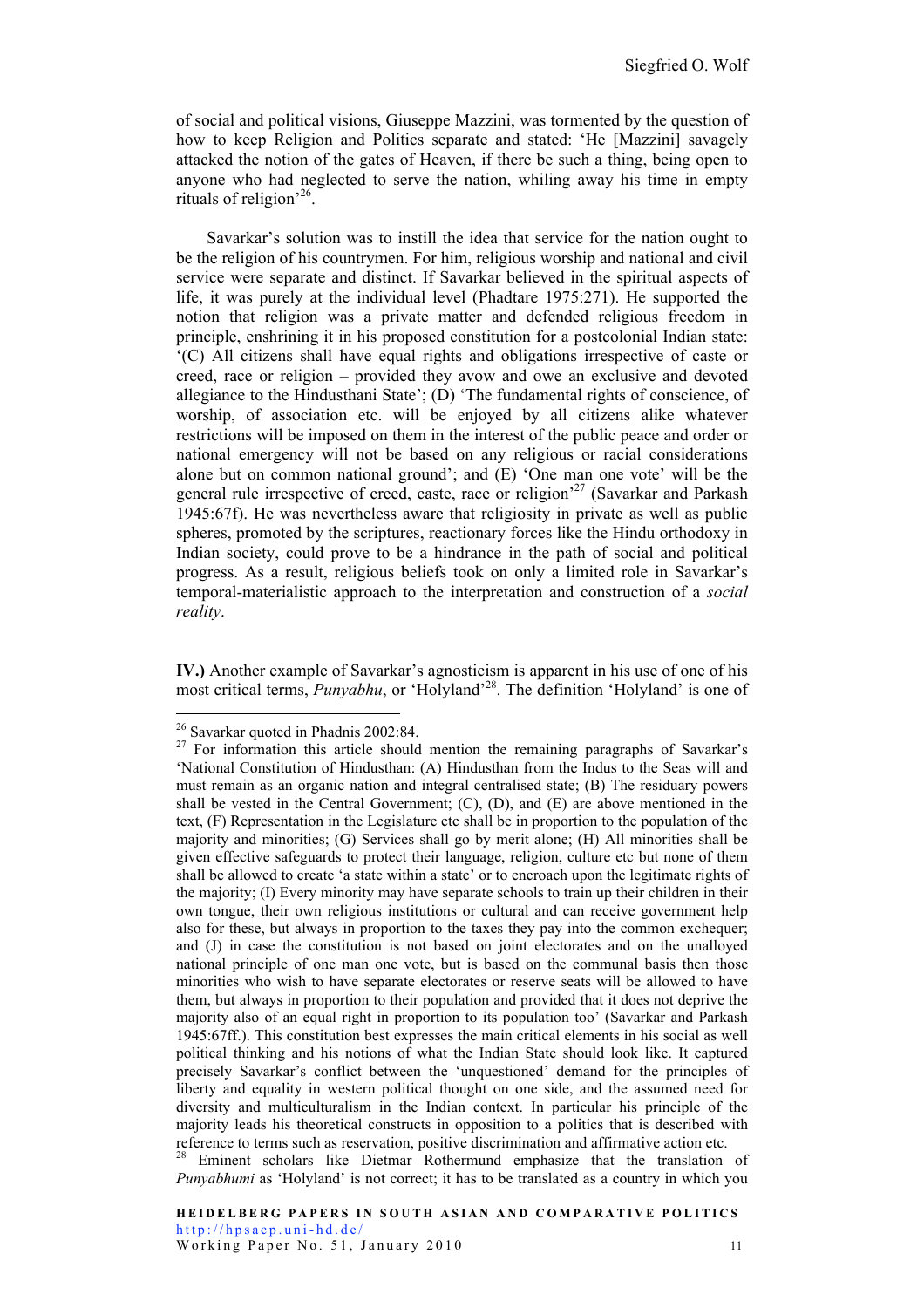of social and political visions, Giuseppe Mazzini, was tormented by the question of how to keep Religion and Politics separate and stated: 'He [Mazzini] savagely attacked the notion of the gates of Heaven, if there be such a thing, being open to anyone who had neglected to serve the nation, whiling away his time in empty rituals of religion'[26].

Savarkar's solution was to instill the idea that service for the nation ought to be the religion of his countrymen. For him, religious worship and national and civil service were separate and distinct. If Savarkar believed in the spiritual aspects of life, it was purely at the individual level (Phadtare 1975:271). He supported the notion that religion was a private matter and defended religious freedom in principle, enshrining it in his proposed constitution for a postcolonial Indian state: '(C) All citizens shall have equal rights and obligations irrespective of caste or creed, race or religion – provided they avow and owe an exclusive and devoted allegiance to the Hindusthani State'; (D) 'The fundamental rights of conscience, of worship, of association etc. will be enjoyed by all citizens alike whatever restrictions will be imposed on them in the interest of the public peace and order or national emergency will not be based on any religious or racial considerations alone but on common national ground'; and (E) 'One man one vote' will be the general rule irrespective of creed, caste, race or religion'[27] (Savarkar and Parkash 1945:67f). He was nevertheless aware that religiosity in private as well as public spheres, promoted by the scriptures, reactionary forces like the Hindu orthodoxy in Indian society, could prove to be a hindrance in the path of social and political progress. As a result, religious beliefs took on only a limited role in Savarkar's temporal-materialistic approach to the interpretation and construction of a *social reality*.

**IV.)** Another example of Savarkar's agnosticism is apparent in his use of one of his most critical terms, *Punyabhu*, or 'Holyland'[28]. The definition 'Holyland' is one of

---

[26] Savarkar quoted in Phadnis 2002:84.

[27] For information this article should mention the remaining paragraphs of Savarkar's 'National Constitution of Hindusthan: (A) Hindusthan from the Indus to the Seas will and must remain as an organic nation and integral centralised state; (B) The residuary powers shall be vested in the Central Government; (C), (D), and (E) are above mentioned in the text, (F) Representation in the Legislature etc shall be in proportion to the population of the majority and minorities; (G) Services shall go by merit alone; (H) All minorities shall be given effective safeguards to protect their language, religion, culture etc but none of them shall be allowed to create 'a state within a state' or to encroach upon the legitimate rights of the majority; (I) Every minority may have separate schools to train up their children in their own tongue, their own religious institutions or cultural and can receive government help also for these, but always in proportion to the taxes they pay into the common exchequer; and (J) in case the constitution is not based on joint electorates and on the unalloyed national principle of one man one vote, but is based on the communal basis then those minorities who wish to have separate electorates or reserve seats will be allowed to have them, but always in proportion to their population and provided that it does not deprive the majority also of an equal right in proportion to its population too' (Savarkar and Parkash 1945:67ff.). This constitution best expresses the main critical elements in his social as well political thinking and his notions of what the Indian State should look like. It captured precisely Savarkar's conflict between the 'unquestioned' demand for the principles of liberty and equality in western political thought on one side, and the assumed need for diversity and multiculturalism in the Indian context. In particular his principle of the majority leads his theoretical constructs in opposition to a politics that is described with reference to terms such as reservation, positive discrimination and affirmative action etc.

[28] Eminent scholars like Dietmar Rothermund emphasize that the translation of *Punyabhumi* as 'Holyland' is not correct; it has to be translated as a country in which you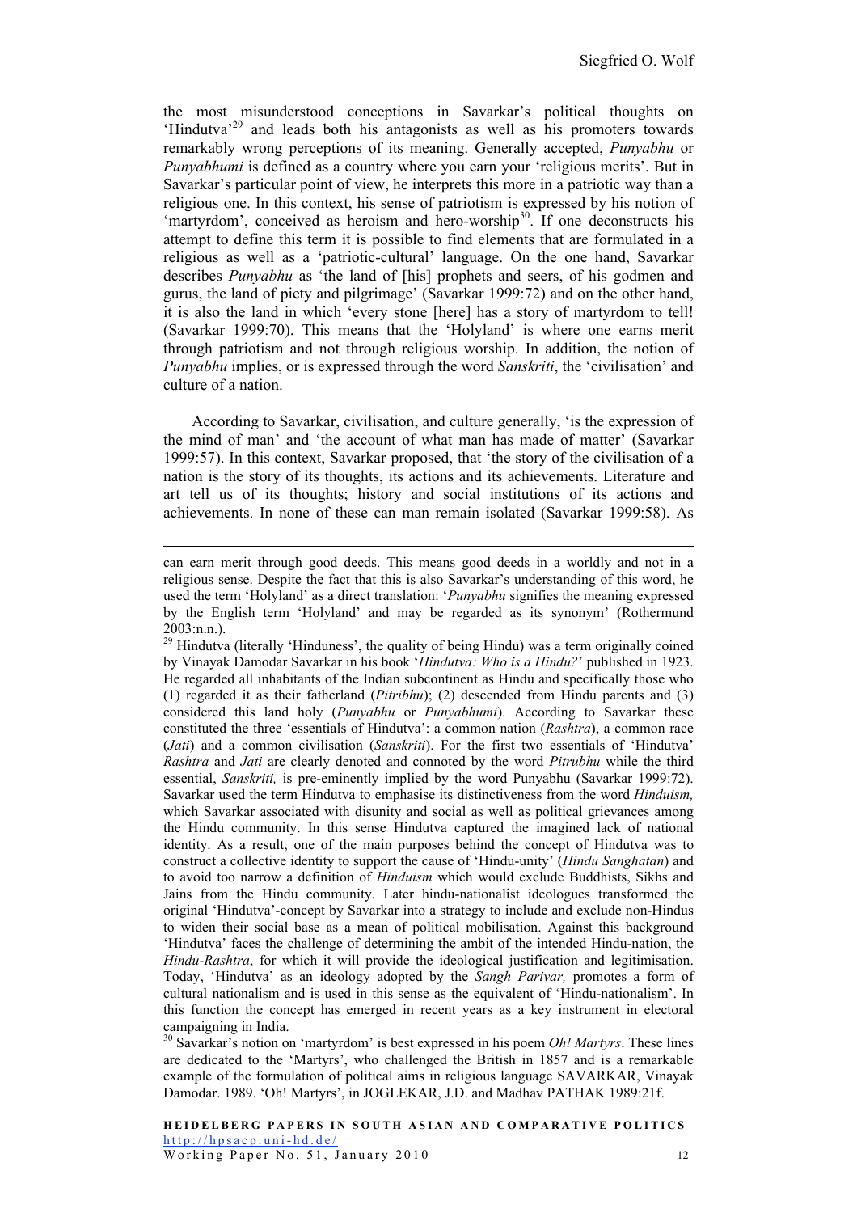the most misunderstood conceptions in Savarkar's political thoughts on 'Hindutva'[29] and leads both his antagonists as well as his promoters towards remarkably wrong perceptions of its meaning. Generally accepted, *Punyabhu* or *Punyabhumi* is defined as a country where you earn your 'religious merits'. But in Savarkar's particular point of view, he interprets this more in a patriotic way than a religious one. In this context, his sense of patriotism is expressed by his notion of 'martyrdom', conceived as heroism and hero-worship[30]. If one deconstructs his attempt to define this term it is possible to find elements that are formulated in a religious as well as a 'patriotic-cultural' language. On the one hand, Savarkar describes *Punyabhu* as 'the land of [his] prophets and seers, of his godmen and gurus, the land of piety and pilgrimage' (Savarkar 1999:72) and on the other hand, it is also the land in which 'every stone [here] has a story of martyrdom to tell! (Savarkar 1999:70). This means that the 'Holyland' is where one earns merit through patriotism and not through religious worship. In addition, the notion of *Punyabhu* implies, or is expressed through the word *Sanskriti*, the 'civilisation' and culture of a nation.

According to Savarkar, civilisation, and culture generally, 'is the expression of the mind of man' and 'the account of what man has made of matter' (Savarkar 1999:57). In this context, Savarkar proposed, that 'the story of the civilisation of a nation is the story of its thoughts, its actions and its achievements. Literature and art tell us of its thoughts; history and social institutions of its actions and achievements. In none of these can man remain isolated (Savarkar 1999:58). As

---

can earn merit through good deeds. This means good deeds in a worldly and not in a religious sense. Despite the fact that this is also Savarkar's understanding of this word, he used the term 'Holyland' as a direct translation: '*Punyabhu* signifies the meaning expressed by the English term 'Holyland' and may be regarded as its synonym' (Rothermund 2003:n.n.).

[29] Hindutva (literally 'Hinduness', the quality of being Hindu) was a term originally coined by Vinayak Damodar Savarkar in his book '*Hindutva: Who is a Hindu?*' published in 1923. He regarded all inhabitants of the Indian subcontinent as Hindu and specifically those who (1) regarded it as their fatherland (*Pitribhu*); (2) descended from Hindu parents and (3) considered this land holy (*Punyabhu* or *Punyabhumi*). According to Savarkar these constituted the three 'essentials of Hindutva': a common nation (*Rashtra*), a common race (*Jati*) and a common civilisation (*Sanskriti*). For the first two essentials of 'Hindutva' *Rashtra* and *Jati* are clearly denoted and connoted by the word *Pitrubhu* while the third essential, *Sanskriti,* is pre-eminently implied by the word Punyabhu (Savarkar 1999:72). Savarkar used the term Hindutva to emphasise its distinctiveness from the word *Hinduism,* which Savarkar associated with disunity and social as well as political grievances among the Hindu community. In this sense Hindutva captured the imagined lack of national identity. As a result, one of the main purposes behind the concept of Hindutva was to construct a collective identity to support the cause of 'Hindu-unity' (*Hindu Sanghatan*) and to avoid too narrow a definition of *Hinduism* which would exclude Buddhists, Sikhs and Jains from the Hindu community. Later hindu-nationalist ideologues transformed the original 'Hindutva'-concept by Savarkar into a strategy to include and exclude non-Hindus to widen their social base as a mean of political mobilisation. Against this background 'Hindutva' faces the challenge of determining the ambit of the intended Hindu-nation, the *Hindu-Rashtra*, for which it will provide the ideological justification and legitimisation. Today, 'Hindutva' as an ideology adopted by the *Sangh Parivar,* promotes a form of cultural nationalism and is used in this sense as the equivalent of 'Hindu-nationalism'. In this function the concept has emerged in recent years as a key instrument in electoral campaigning in India.

[30] Savarkar's notion on 'martyrdom' is best expressed in his poem *Oh! Martyrs*. These lines are dedicated to the 'Martyrs', who challenged the British in 1857 and is a remarkable example of the formulation of political aims in religious language SAVARKAR, Vinayak Damodar. 1989. 'Oh! Martyrs', in JOGLEKAR, J.D. and Madhav PATHAK 1989:21f.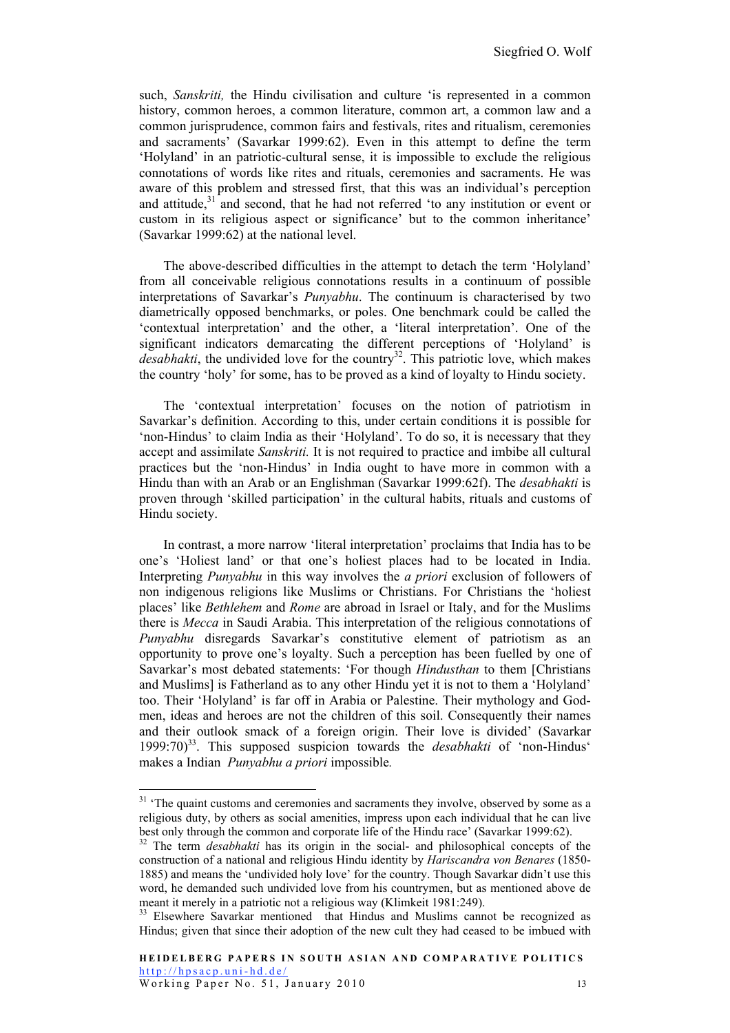such, *Sanskriti,* the Hindu civilisation and culture 'is represented in a common history, common heroes, a common literature, common art, a common law and a common jurisprudence, common fairs and festivals, rites and ritualism, ceremonies and sacraments' (Savarkar 1999:62). Even in this attempt to define the term 'Holyland' in an patriotic-cultural sense, it is impossible to exclude the religious connotations of words like rites and rituals, ceremonies and sacraments. He was aware of this problem and stressed first, that this was an individual's perception and attitude,[31] and second, that he had not referred 'to any institution or event or custom in its religious aspect or significance' but to the common inheritance' (Savarkar 1999:62) at the national level.

The above-described difficulties in the attempt to detach the term 'Holyland' from all conceivable religious connotations results in a continuum of possible interpretations of Savarkar's *Punyabhu*. The continuum is characterised by two diametrically opposed benchmarks, or poles. One benchmark could be called the 'contextual interpretation' and the other, a 'literal interpretation'. One of the significant indicators demarcating the different perceptions of 'Holyland' is *desabhakti*, the undivided love for the country[32]. This patriotic love, which makes the country 'holy' for some, has to be proved as a kind of loyalty to Hindu society.

The 'contextual interpretation' focuses on the notion of patriotism in Savarkar's definition. According to this, under certain conditions it is possible for 'non-Hindus' to claim India as their 'Holyland'. To do so, it is necessary that they accept and assimilate *Sanskriti.* It is not required to practice and imbibe all cultural practices but the 'non-Hindus' in India ought to have more in common with a Hindu than with an Arab or an Englishman (Savarkar 1999:62f). The *desabhakti* is proven through 'skilled participation' in the cultural habits, rituals and customs of Hindu society.

In contrast, a more narrow 'literal interpretation' proclaims that India has to be one's 'Holiest land' or that one's holiest places had to be located in India. Interpreting *Punyabhu* in this way involves the *a priori* exclusion of followers of non indigenous religions like Muslims or Christians. For Christians the 'holiest places' like *Bethlehem* and *Rome* are abroad in Israel or Italy, and for the Muslims there is *Mecca* in Saudi Arabia. This interpretation of the religious connotations of *Punyabhu* disregards Savarkar's constitutive element of patriotism as an opportunity to prove one's loyalty. Such a perception has been fuelled by one of Savarkar's most debated statements: 'For though *Hindusthan* to them [Christians and Muslims] is Fatherland as to any other Hindu yet it is not to them a 'Holyland' too. Their 'Holyland' is far off in Arabia or Palestine. Their mythology and God-men, ideas and heroes are not the children of this soil. Consequently their names and their outlook smack of a foreign origin. Their love is divided' (Savarkar 1999:70)[33]. This supposed suspicion towards the *desabhakti* of 'non-Hindus' makes a Indian *Punyabhu a priori* impossible*.*

---

[31] 'The quaint customs and ceremonies and sacraments they involve, observed by some as a religious duty, by others as social amenities, impress upon each individual that he can live best only through the common and corporate life of the Hindu race' (Savarkar 1999:62).

[32] The term *desabhakti* has its origin in the social- and philosophical concepts of the construction of a national and religious Hindu identity by *Hariscandra von Benares* (1850-1885) and means the 'undivided holy love' for the country. Though Savarkar didn't use this word, he demanded such undivided love from his countrymen, but as mentioned above de meant it merely in a patriotic not a religious way (Klimkeit 1981:249).

[33] Elsewhere Savarkar mentioned that Hindus and Muslims cannot be recognized as Hindus; given that since their adoption of the new cult they had ceased to be imbued with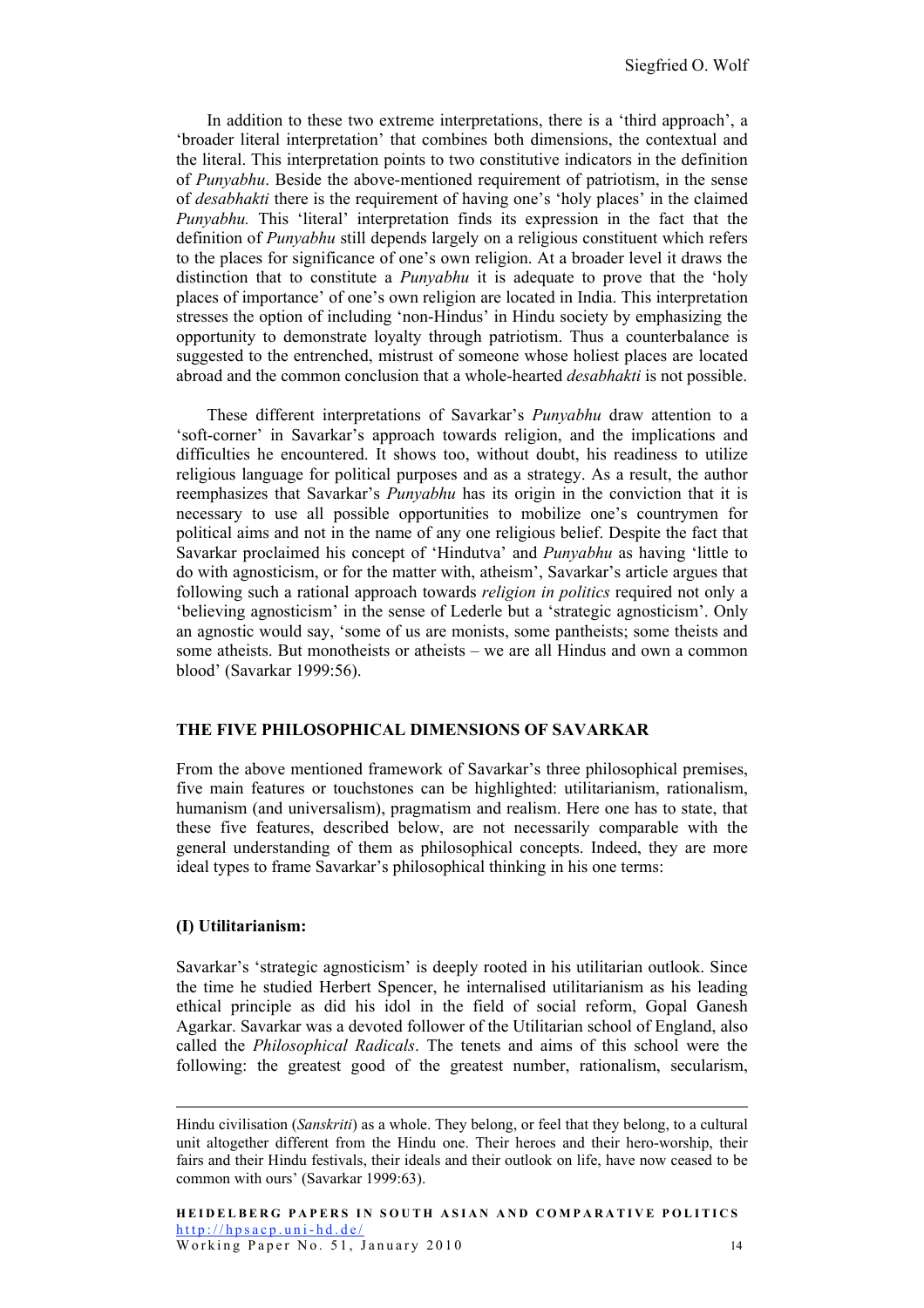In addition to these two extreme interpretations, there is a 'third approach', a 'broader literal interpretation' that combines both dimensions, the contextual and the literal. This interpretation points to two constitutive indicators in the definition of *Punyabhu*. Beside the above-mentioned requirement of patriotism, in the sense of *desabhakti* there is the requirement of having one's 'holy places' in the claimed *Punyabhu.* This 'literal' interpretation finds its expression in the fact that the definition of *Punyabhu* still depends largely on a religious constituent which refers to the places for significance of one's own religion. At a broader level it draws the distinction that to constitute a *Punyabhu* it is adequate to prove that the 'holy places of importance' of one's own religion are located in India. This interpretation stresses the option of including 'non-Hindus' in Hindu society by emphasizing the opportunity to demonstrate loyalty through patriotism. Thus a counterbalance is suggested to the entrenched, mistrust of someone whose holiest places are located abroad and the common conclusion that a whole-hearted *desabhakti* is not possible.

These different interpretations of Savarkar's *Punyabhu* draw attention to a 'soft-corner' in Savarkar's approach towards religion, and the implications and difficulties he encountered. It shows too, without doubt, his readiness to utilize religious language for political purposes and as a strategy. As a result, the author reemphasizes that Savarkar's *Punyabhu* has its origin in the conviction that it is necessary to use all possible opportunities to mobilize one's countrymen for political aims and not in the name of any one religious belief. Despite the fact that Savarkar proclaimed his concept of 'Hindutva' and *Punyabhu* as having 'little to do with agnosticism, or for the matter with, atheism', Savarkar's article argues that following such a rational approach towards *religion in politics* required not only a 'believing agnosticism' in the sense of Lederle but a 'strategic agnosticism'. Only an agnostic would say, 'some of us are monists, some pantheists; some theists and some atheists. But monotheists or atheists – we are all Hindus and own a common blood' (Savarkar 1999:56).

## THE FIVE PHILOSOPHICAL DIMENSIONS OF SAVARKAR

From the above mentioned framework of Savarkar's three philosophical premises, five main features or touchstones can be highlighted: utilitarianism, rationalism, humanism (and universalism), pragmatism and realism. Here one has to state, that these five features, described below, are not necessarily comparable with the general understanding of them as philosophical concepts. Indeed, they are more ideal types to frame Savarkar's philosophical thinking in his one terms:

### (I) Utilitarianism:

Savarkar's 'strategic agnosticism' is deeply rooted in his utilitarian outlook. Since the time he studied Herbert Spencer, he internalised utilitarianism as his leading ethical principle as did his idol in the field of social reform, Gopal Ganesh Agarkar. Savarkar was a devoted follower of the Utilitarian school of England, also called the *Philosophical Radicals*. The tenets and aims of this school were the following: the greatest good of the greatest number, rationalism, secularism,

---

Hindu civilisation (*Sanskriti*) as a whole. They belong, or feel that they belong, to a cultural unit altogether different from the Hindu one. Their heroes and their hero-worship, their fairs and their Hindu festivals, their ideals and their outlook on life, have now ceased to be common with ours' (Savarkar 1999:63).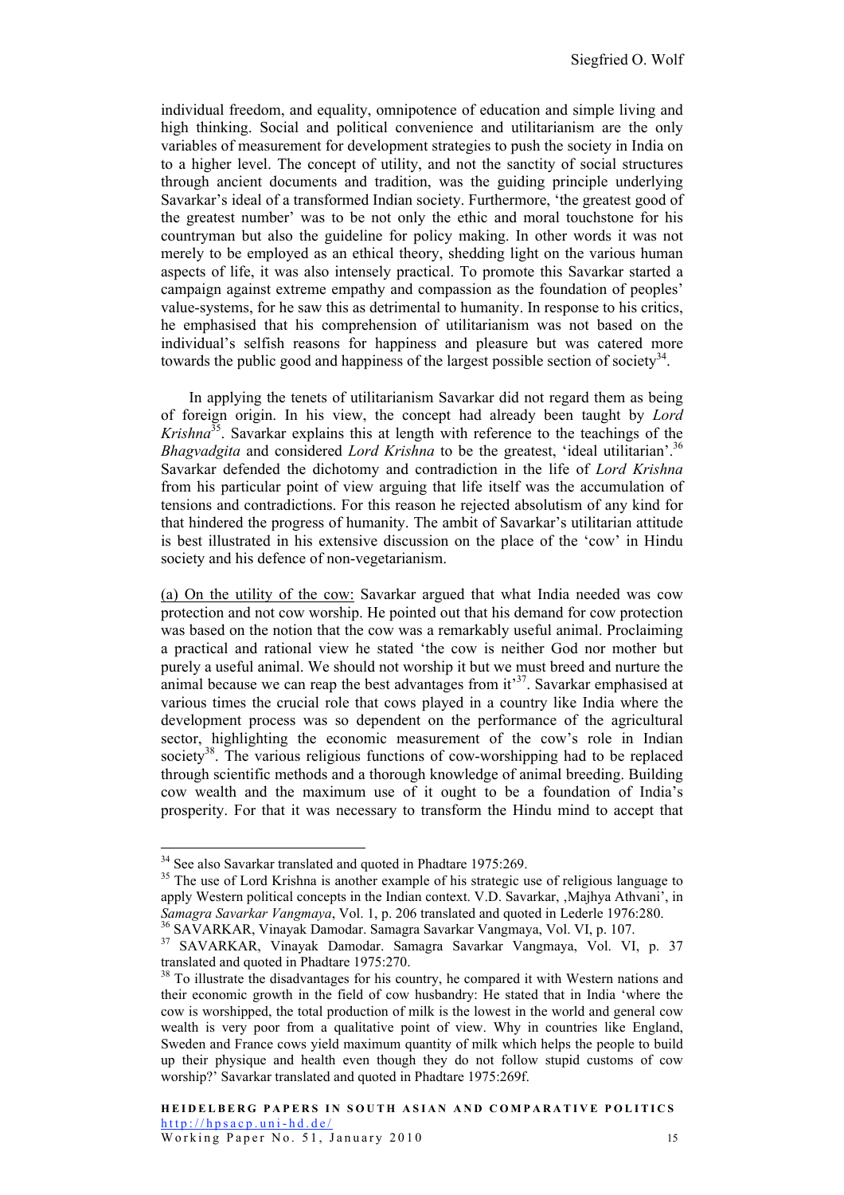individual freedom, and equality, omnipotence of education and simple living and high thinking. Social and political convenience and utilitarianism are the only variables of measurement for development strategies to push the society in India on to a higher level. The concept of utility, and not the sanctity of social structures through ancient documents and tradition, was the guiding principle underlying Savarkar's ideal of a transformed Indian society. Furthermore, 'the greatest good of the greatest number' was to be not only the ethic and moral touchstone for his countryman but also the guideline for policy making. In other words it was not merely to be employed as an ethical theory, shedding light on the various human aspects of life, it was also intensely practical. To promote this Savarkar started a campaign against extreme empathy and compassion as the foundation of peoples' value-systems, for he saw this as detrimental to humanity. In response to his critics, he emphasised that his comprehension of utilitarianism was not based on the individual's selfish reasons for happiness and pleasure but was catered more towards the public good and happiness of the largest possible section of society[34].

In applying the tenets of utilitarianism Savarkar did not regard them as being of foreign origin. In his view, the concept had already been taught by *Lord Krishna*[35]. Savarkar explains this at length with reference to the teachings of the *Bhagvadgita* and considered *Lord Krishna* to be the greatest, 'ideal utilitarian'.[36] Savarkar defended the dichotomy and contradiction in the life of *Lord Krishna* from his particular point of view arguing that life itself was the accumulation of tensions and contradictions. For this reason he rejected absolutism of any kind for that hindered the progress of humanity. The ambit of Savarkar's utilitarian attitude is best illustrated in his extensive discussion on the place of the 'cow' in Hindu society and his defence of non-vegetarianism.

<u>(a) On the utility of the cow:</u> Savarkar argued that what India needed was cow protection and not cow worship. He pointed out that his demand for cow protection was based on the notion that the cow was a remarkably useful animal. Proclaiming a practical and rational view he stated 'the cow is neither God nor mother but purely a useful animal. We should not worship it but we must breed and nurture the animal because we can reap the best advantages from it'[37]. Savarkar emphasised at various times the crucial role that cows played in a country like India where the development process was so dependent on the performance of the agricultural sector, highlighting the economic measurement of the cow's role in Indian society[38]. The various religious functions of cow-worshipping had to be replaced through scientific methods and a thorough knowledge of animal breeding. Building cow wealth and the maximum use of it ought to be a foundation of India's prosperity. For that it was necessary to transform the Hindu mind to accept that

---

[34] See also Savarkar translated and quoted in Phadtare 1975:269.

[35] The use of Lord Krishna is another example of his strategic use of religious language to apply Western political concepts in the Indian context. V.D. Savarkar, ‚Majhya Athvani', in *Samagra Savarkar Vangmaya*, Vol. 1, p. 206 translated and quoted in Lederle 1976:280.

[36] SAVARKAR, Vinayak Damodar. Samagra Savarkar Vangmaya, Vol. VI, p. 107.

[37] SAVARKAR, Vinayak Damodar. Samagra Savarkar Vangmaya, Vol. VI, p. 37 translated and quoted in Phadtare 1975:270.

[38] To illustrate the disadvantages for his country, he compared it with Western nations and their economic growth in the field of cow husbandry: He stated that in India 'where the cow is worshipped, the total production of milk is the lowest in the world and general cow wealth is very poor from a qualitative point of view. Why in countries like England, Sweden and France cows yield maximum quantity of milk which helps the people to build up their physique and health even though they do not follow stupid customs of cow worship?' Savarkar translated and quoted in Phadtare 1975:269f.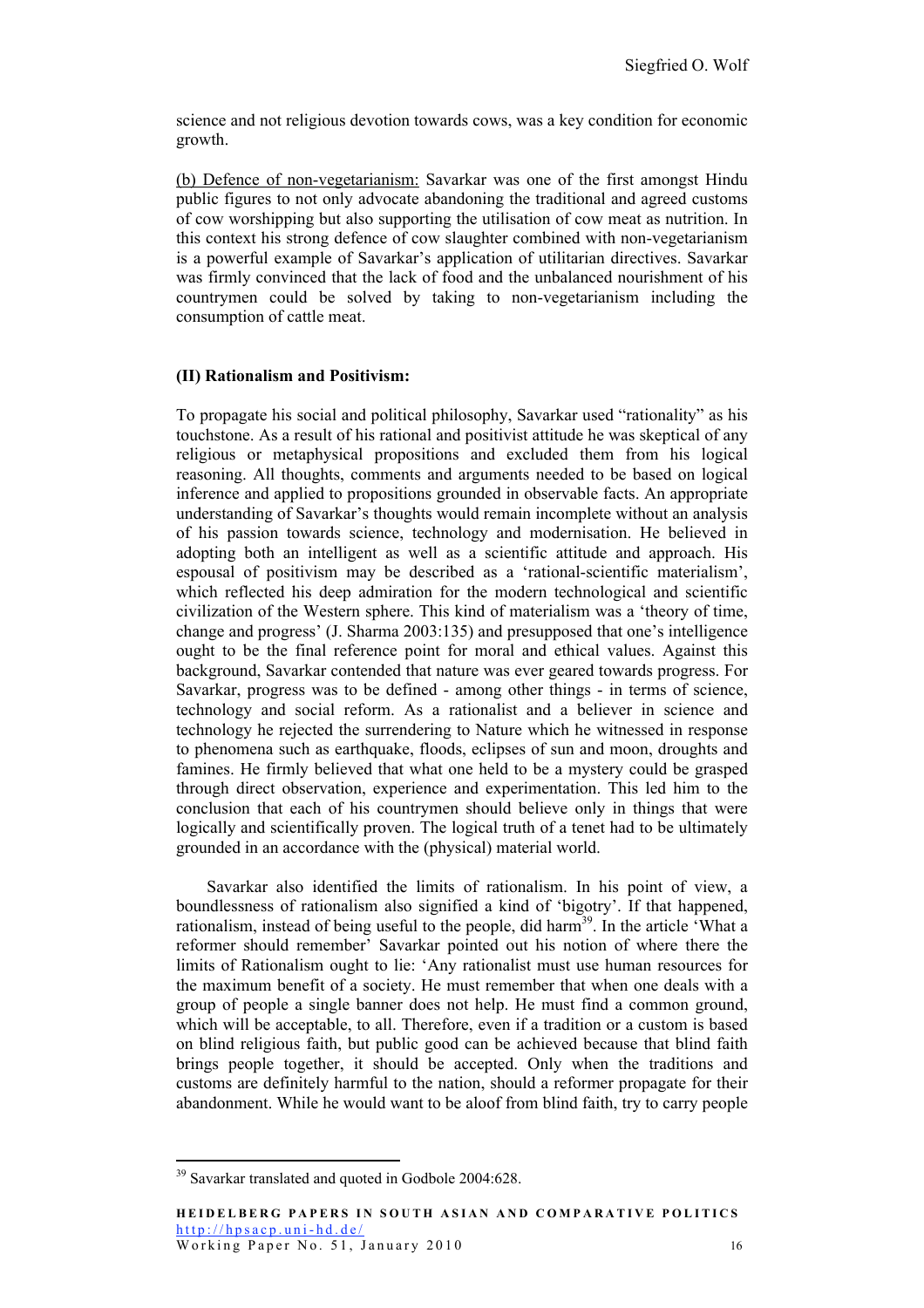science and not religious devotion towards cows, was a key condition for economic growth.

(b) Defence of non-vegetarianism: Savarkar was one of the first amongst Hindu public figures to not only advocate abandoning the traditional and agreed customs of cow worshipping but also supporting the utilisation of cow meat as nutrition. In this context his strong defence of cow slaughter combined with non-vegetarianism is a powerful example of Savarkar's application of utilitarian directives. Savarkar was firmly convinced that the lack of food and the unbalanced nourishment of his countrymen could be solved by taking to non-vegetarianism including the consumption of cattle meat.

**(II) Rationalism and Positivism:**

To propagate his social and political philosophy, Savarkar used "rationality" as his touchstone. As a result of his rational and positivist attitude he was skeptical of any religious or metaphysical propositions and excluded them from his logical reasoning. All thoughts, comments and arguments needed to be based on logical inference and applied to propositions grounded in observable facts. An appropriate understanding of Savarkar's thoughts would remain incomplete without an analysis of his passion towards science, technology and modernisation. He believed in adopting both an intelligent as well as a scientific attitude and approach. His espousal of positivism may be described as a 'rational-scientific materialism', which reflected his deep admiration for the modern technological and scientific civilization of the Western sphere. This kind of materialism was a 'theory of time, change and progress' (J. Sharma 2003:135) and presupposed that one's intelligence ought to be the final reference point for moral and ethical values. Against this background, Savarkar contended that nature was ever geared towards progress. For Savarkar, progress was to be defined - among other things - in terms of science, technology and social reform. As a rationalist and a believer in science and technology he rejected the surrendering to Nature which he witnessed in response to phenomena such as earthquake, floods, eclipses of sun and moon, droughts and famines. He firmly believed that what one held to be a mystery could be grasped through direct observation, experience and experimentation. This led him to the conclusion that each of his countrymen should believe only in things that were logically and scientifically proven. The logical truth of a tenet had to be ultimately grounded in an accordance with the (physical) material world.

Savarkar also identified the limits of rationalism. In his point of view, a boundlessness of rationalism also signified a kind of 'bigotry'. If that happened, rationalism, instead of being useful to the people, did harm[39]. In the article 'What a reformer should remember' Savarkar pointed out his notion of where there the limits of Rationalism ought to lie: 'Any rationalist must use human resources for the maximum benefit of a society. He must remember that when one deals with a group of people a single banner does not help. He must find a common ground, which will be acceptable, to all. Therefore, even if a tradition or a custom is based on blind religious faith, but public good can be achieved because that blind faith brings people together, it should be accepted. Only when the traditions and customs are definitely harmful to the nation, should a reformer propagate for their abandonment. While he would want to be aloof from blind faith, try to carry people

[39] Savarkar translated and quoted in Godbole 2004:628.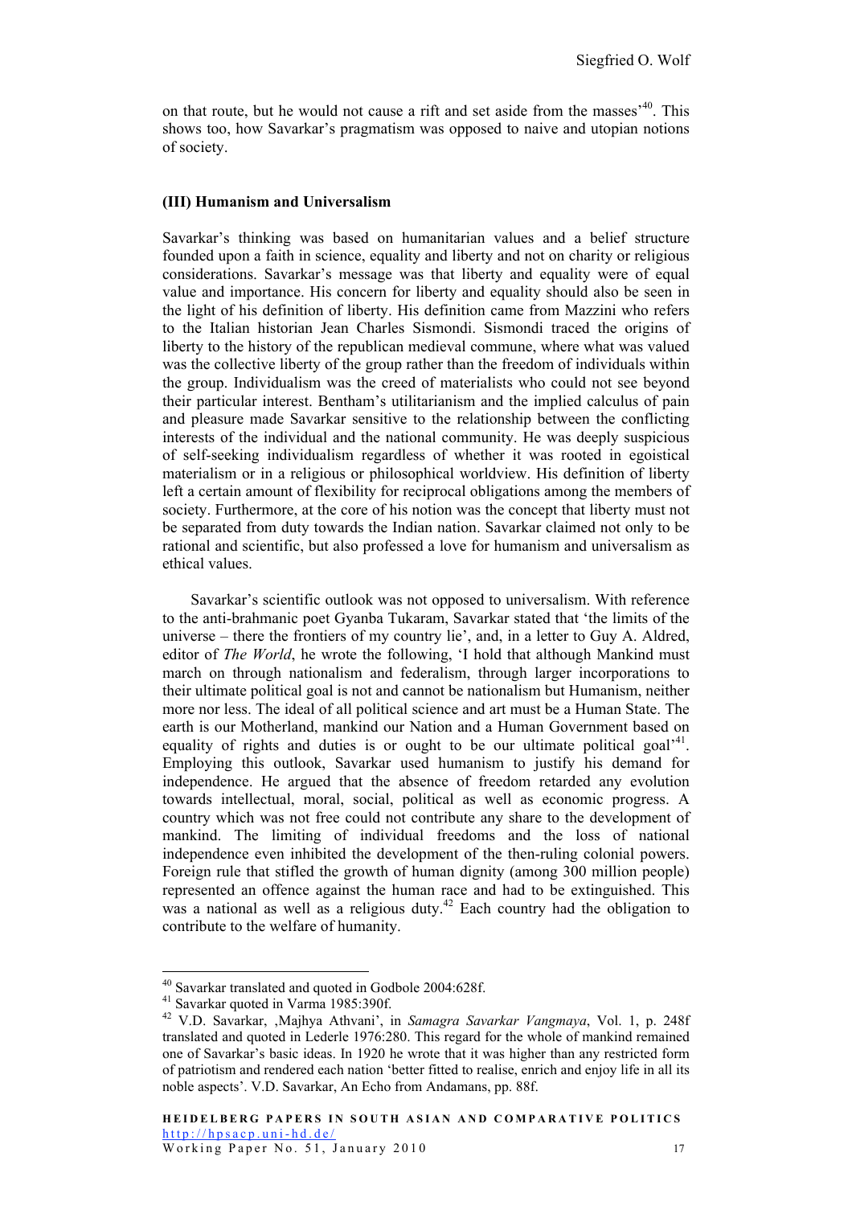on that route, but he would not cause a rift and set aside from the masses'[40]. This shows too, how Savarkar's pragmatism was opposed to naive and utopian notions of society.

### (III) Humanism and Universalism

Savarkar's thinking was based on humanitarian values and a belief structure founded upon a faith in science, equality and liberty and not on charity or religious considerations. Savarkar's message was that liberty and equality were of equal value and importance. His concern for liberty and equality should also be seen in the light of his definition of liberty. His definition came from Mazzini who refers to the Italian historian Jean Charles Sismondi. Sismondi traced the origins of liberty to the history of the republican medieval commune, where what was valued was the collective liberty of the group rather than the freedom of individuals within the group. Individualism was the creed of materialists who could not see beyond their particular interest. Bentham's utilitarianism and the implied calculus of pain and pleasure made Savarkar sensitive to the relationship between the conflicting interests of the individual and the national community. He was deeply suspicious of self-seeking individualism regardless of whether it was rooted in egoistical materialism or in a religious or philosophical worldview. His definition of liberty left a certain amount of flexibility for reciprocal obligations among the members of society. Furthermore, at the core of his notion was the concept that liberty must not be separated from duty towards the Indian nation. Savarkar claimed not only to be rational and scientific, but also professed a love for humanism and universalism as ethical values.

Savarkar's scientific outlook was not opposed to universalism. With reference to the anti-brahmanic poet Gyanba Tukaram, Savarkar stated that 'the limits of the universe – there the frontiers of my country lie', and, in a letter to Guy A. Aldred, editor of *The World*, he wrote the following, 'I hold that although Mankind must march on through nationalism and federalism, through larger incorporations to their ultimate political goal is not and cannot be nationalism but Humanism, neither more nor less. The ideal of all political science and art must be a Human State. The earth is our Motherland, mankind our Nation and a Human Government based on equality of rights and duties is or ought to be our ultimate political goal'[41]. Employing this outlook, Savarkar used humanism to justify his demand for independence. He argued that the absence of freedom retarded any evolution towards intellectual, moral, social, political as well as economic progress. A country which was not free could not contribute any share to the development of mankind. The limiting of individual freedoms and the loss of national independence even inhibited the development of the then-ruling colonial powers. Foreign rule that stifled the growth of human dignity (among 300 million people) represented an offence against the human race and had to be extinguished. This was a national as well as a religious duty.[42] Each country had the obligation to contribute to the welfare of humanity.

---

[40] Savarkar translated and quoted in Godbole 2004:628f.

[41] Savarkar quoted in Varma 1985:390f.

[42] V.D. Savarkar, ‚Majhya Athvani', in *Samagra Savarkar Vangmaya*, Vol. 1, p. 248f translated and quoted in Lederle 1976:280. This regard for the whole of mankind remained one of Savarkar's basic ideas. In 1920 he wrote that it was higher than any restricted form of patriotism and rendered each nation 'better fitted to realise, enrich and enjoy life in all its noble aspects'. V.D. Savarkar, An Echo from Andamans, pp. 88f.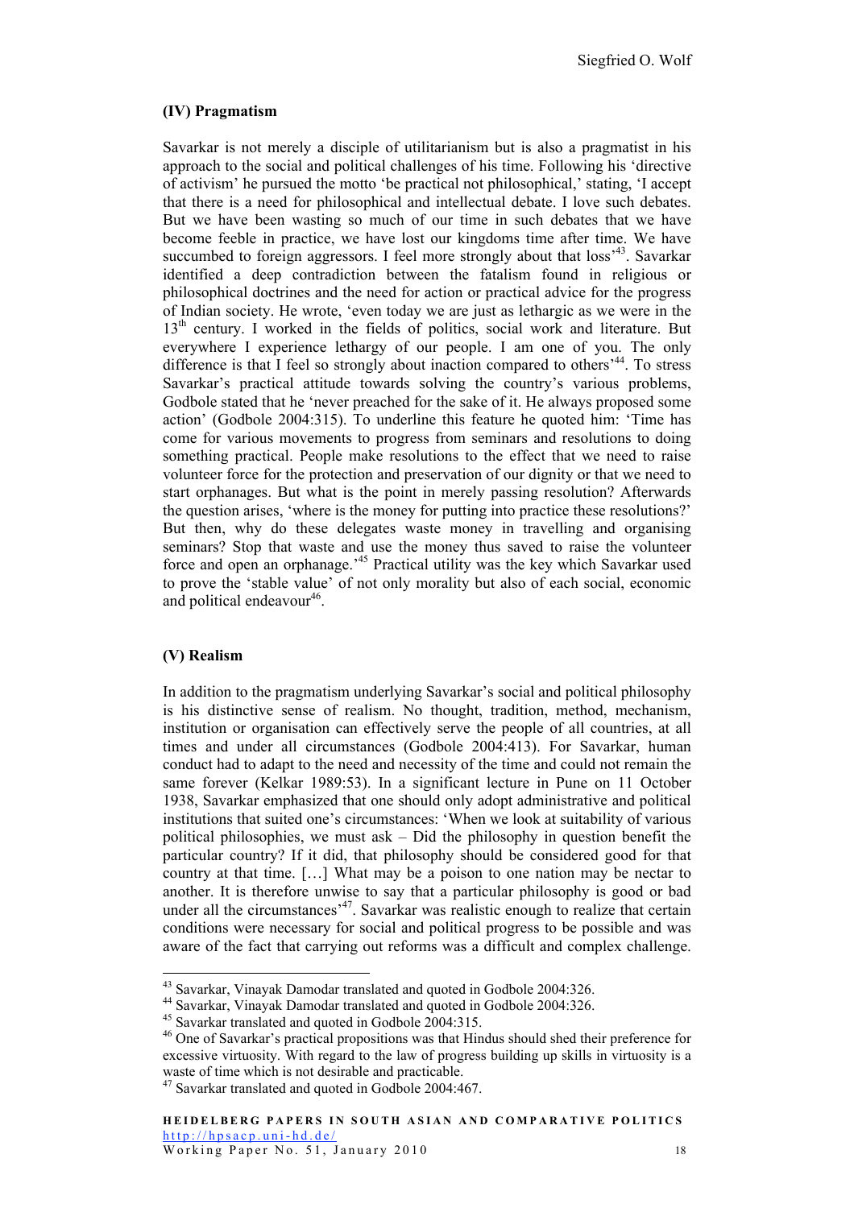### (IV) Pragmatism

Savarkar is not merely a disciple of utilitarianism but is also a pragmatist in his approach to the social and political challenges of his time. Following his 'directive of activism' he pursued the motto 'be practical not philosophical,' stating, 'I accept that there is a need for philosophical and intellectual debate. I love such debates. But we have been wasting so much of our time in such debates that we have become feeble in practice, we have lost our kingdoms time after time. We have succumbed to foreign aggressors. I feel more strongly about that loss'[43]. Savarkar identified a deep contradiction between the fatalism found in religious or philosophical doctrines and the need for action or practical advice for the progress of Indian society. He wrote, 'even today we are just as lethargic as we were in the 13th century. I worked in the fields of politics, social work and literature. But everywhere I experience lethargy of our people. I am one of you. The only difference is that I feel so strongly about inaction compared to others'[44]. To stress Savarkar's practical attitude towards solving the country's various problems, Godbole stated that he 'never preached for the sake of it. He always proposed some action' (Godbole 2004:315). To underline this feature he quoted him: 'Time has come for various movements to progress from seminars and resolutions to doing something practical. People make resolutions to the effect that we need to raise volunteer force for the protection and preservation of our dignity or that we need to start orphanages. But what is the point in merely passing resolution? Afterwards the question arises, 'where is the money for putting into practice these resolutions?' But then, why do these delegates waste money in travelling and organising seminars? Stop that waste and use the money thus saved to raise the volunteer force and open an orphanage.'[45] Practical utility was the key which Savarkar used to prove the 'stable value' of not only morality but also of each social, economic and political endeavour[46].

### (V) Realism

In addition to the pragmatism underlying Savarkar's social and political philosophy is his distinctive sense of realism. No thought, tradition, method, mechanism, institution or organisation can effectively serve the people of all countries, at all times and under all circumstances (Godbole 2004:413). For Savarkar, human conduct had to adapt to the need and necessity of the time and could not remain the same forever (Kelkar 1989:53). In a significant lecture in Pune on 11 October 1938, Savarkar emphasized that one should only adopt administrative and political institutions that suited one's circumstances: 'When we look at suitability of various political philosophies, we must ask – Did the philosophy in question benefit the particular country? If it did, that philosophy should be considered good for that country at that time. […] What may be a poison to one nation may be nectar to another. It is therefore unwise to say that a particular philosophy is good or bad under all the circumstances'[47]. Savarkar was realistic enough to realize that certain conditions were necessary for social and political progress to be possible and was aware of the fact that carrying out reforms was a difficult and complex challenge.

---

[43] Savarkar, Vinayak Damodar translated and quoted in Godbole 2004:326.

[44] Savarkar, Vinayak Damodar translated and quoted in Godbole 2004:326.

[45] Savarkar translated and quoted in Godbole 2004:315.

[46] One of Savarkar's practical propositions was that Hindus should shed their preference for excessive virtuosity. With regard to the law of progress building up skills in virtuosity is a waste of time which is not desirable and practicable.

[47] Savarkar translated and quoted in Godbole 2004:467.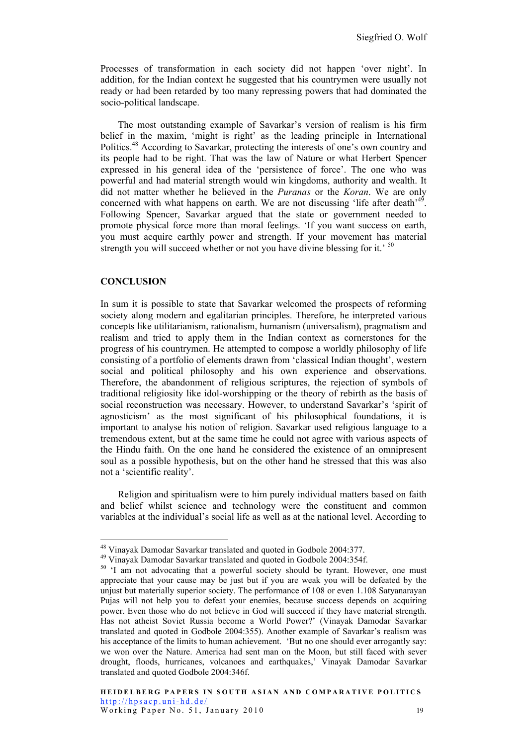Processes of transformation in each society did not happen 'over night'. In addition, for the Indian context he suggested that his countrymen were usually not ready or had been retarded by too many repressing powers that had dominated the socio-political landscape.

The most outstanding example of Savarkar's version of realism is his firm belief in the maxim, 'might is right' as the leading principle in International Politics.[48] According to Savarkar, protecting the interests of one's own country and its people had to be right. That was the law of Nature or what Herbert Spencer expressed in his general idea of the 'persistence of force'. The one who was powerful and had material strength would win kingdoms, authority and wealth. It did not matter whether he believed in the *Puranas* or the *Koran*. We are only concerned with what happens on earth. We are not discussing 'life after death'[49]. Following Spencer, Savarkar argued that the state or government needed to promote physical force more than moral feelings. 'If you want success on earth, you must acquire earthly power and strength. If your movement has material strength you will succeed whether or not you have divine blessing for it.' [50]

## CONCLUSION

In sum it is possible to state that Savarkar welcomed the prospects of reforming society along modern and egalitarian principles. Therefore, he interpreted various concepts like utilitarianism, rationalism, humanism (universalism), pragmatism and realism and tried to apply them in the Indian context as cornerstones for the progress of his countrymen. He attempted to compose a worldly philosophy of life consisting of a portfolio of elements drawn from 'classical Indian thought', western social and political philosophy and his own experience and observations. Therefore, the abandonment of religious scriptures, the rejection of symbols of traditional religiosity like idol-worshipping or the theory of rebirth as the basis of social reconstruction was necessary. However, to understand Savarkar's 'spirit of agnosticism' as the most significant of his philosophical foundations, it is important to analyse his notion of religion. Savarkar used religious language to a tremendous extent, but at the same time he could not agree with various aspects of the Hindu faith. On the one hand he considered the existence of an omnipresent soul as a possible hypothesis, but on the other hand he stressed that this was also not a 'scientific reality'.

Religion and spiritualism were to him purely individual matters based on faith and belief whilst science and technology were the constituent and common variables at the individual's social life as well as at the national level. According to

---

[48] Vinayak Damodar Savarkar translated and quoted in Godbole 2004:377.

[49] Vinayak Damodar Savarkar translated and quoted in Godbole 2004:354f.

[50] 'I am not advocating that a powerful society should be tyrant. However, one must appreciate that your cause may be just but if you are weak you will be defeated by the unjust but materially superior society. The performance of 108 or even 1.108 Satyanarayan Pujas will not help you to defeat your enemies, because success depends on acquiring power. Even those who do not believe in God will succeed if they have material strength. Has not atheist Soviet Russia become a World Power?' (Vinayak Damodar Savarkar translated and quoted in Godbole 2004:355). Another example of Savarkar's realism was his acceptance of the limits to human achievement. 'But no one should ever arrogantly say: we won over the Nature. America had sent man on the Moon, but still faced with sever drought, floods, hurricanes, volcanoes and earthquakes,' Vinayak Damodar Savarkar translated and quoted Godbole 2004:346f.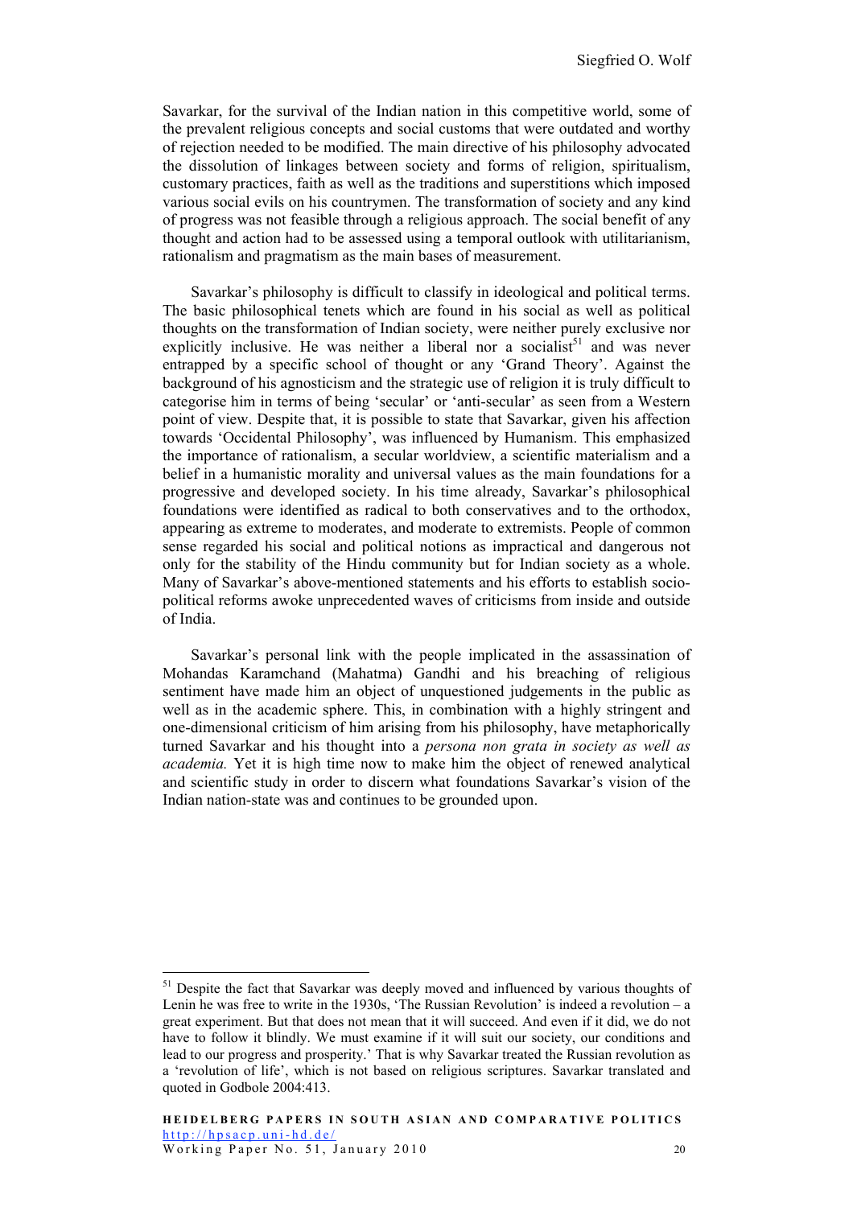Savarkar, for the survival of the Indian nation in this competitive world, some of the prevalent religious concepts and social customs that were outdated and worthy of rejection needed to be modified. The main directive of his philosophy advocated the dissolution of linkages between society and forms of religion, spiritualism, customary practices, faith as well as the traditions and superstitions which imposed various social evils on his countrymen. The transformation of society and any kind of progress was not feasible through a religious approach. The social benefit of any thought and action had to be assessed using a temporal outlook with utilitarianism, rationalism and pragmatism as the main bases of measurement.

Savarkar's philosophy is difficult to classify in ideological and political terms. The basic philosophical tenets which are found in his social as well as political thoughts on the transformation of Indian society, were neither purely exclusive nor explicitly inclusive. He was neither a liberal nor a socialist[51] and was never entrapped by a specific school of thought or any 'Grand Theory'. Against the background of his agnosticism and the strategic use of religion it is truly difficult to categorise him in terms of being 'secular' or 'anti-secular' as seen from a Western point of view. Despite that, it is possible to state that Savarkar, given his affection towards 'Occidental Philosophy', was influenced by Humanism. This emphasized the importance of rationalism, a secular worldview, a scientific materialism and a belief in a humanistic morality and universal values as the main foundations for a progressive and developed society. In his time already, Savarkar's philosophical foundations were identified as radical to both conservatives and to the orthodox, appearing as extreme to moderates, and moderate to extremists. People of common sense regarded his social and political notions as impractical and dangerous not only for the stability of the Hindu community but for Indian society as a whole. Many of Savarkar's above-mentioned statements and his efforts to establish socio-political reforms awoke unprecedented waves of criticisms from inside and outside of India.

Savarkar's personal link with the people implicated in the assassination of Mohandas Karamchand (Mahatma) Gandhi and his breaching of religious sentiment have made him an object of unquestioned judgements in the public as well as in the academic sphere. This, in combination with a highly stringent and one-dimensional criticism of him arising from his philosophy, have metaphorically turned Savarkar and his thought into a *persona non grata in society as well as academia.* Yet it is high time now to make him the object of renewed analytical and scientific study in order to discern what foundations Savarkar's vision of the Indian nation-state was and continues to be grounded upon.

[51] Despite the fact that Savarkar was deeply moved and influenced by various thoughts of Lenin he was free to write in the 1930s, 'The Russian Revolution' is indeed a revolution – a great experiment. But that does not mean that it will succeed. And even if it did, we do not have to follow it blindly. We must examine if it will suit our society, our conditions and lead to our progress and prosperity.' That is why Savarkar treated the Russian revolution as a 'revolution of life', which is not based on religious scriptures. Savarkar translated and quoted in Godbole 2004:413.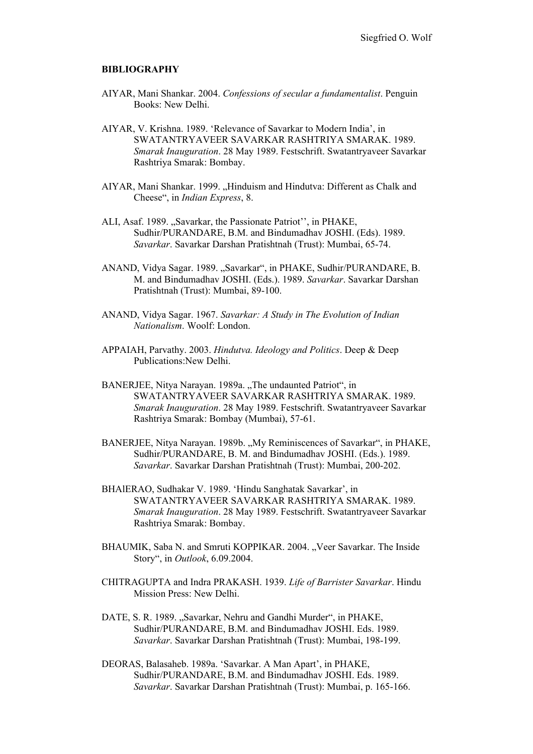**BIBLIOGRAPHY**

AIYAR, Mani Shankar. 2004. *Confessions of secular a fundamentalist*. Penguin Books: New Delhi.

AIYAR, V. Krishna. 1989. 'Relevance of Savarkar to Modern India', in SWATANTRYAVEER SAVARKAR RASHTRIYA SMARAK. 1989. *Smarak Inauguration*. 28 May 1989. Festschrift. Swatantryaveer Savarkar Rashtriya Smarak: Bombay.

AIYAR, Mani Shankar. 1999. „Hinduism and Hindutva: Different as Chalk and Cheese", in *Indian Express*, 8.

ALI, Asaf. 1989. „Savarkar, the Passionate Patriot'', in PHAKE, Sudhir/PURANDARE, B.M. and Bindumadhav JOSHI. (Eds). 1989. *Savarkar*. Savarkar Darshan Pratishtnah (Trust): Mumbai, 65-74.

ANAND, Vidya Sagar. 1989. „Savarkar", in PHAKE, Sudhir/PURANDARE, B. M. and Bindumadhav JOSHI. (Eds.). 1989. *Savarkar*. Savarkar Darshan Pratishtnah (Trust): Mumbai, 89-100.

ANAND, Vidya Sagar. 1967. *Savarkar: A Study in The Evolution of Indian Nationalism*. Woolf: London.

APPAIAH, Parvathy. 2003. *Hindutva. Ideology and Politics*. Deep & Deep Publications:New Delhi.

BANERJEE, Nitya Narayan. 1989a. „The undaunted Patriot", in SWATANTRYAVEER SAVARKAR RASHTRIYA SMARAK. 1989. *Smarak Inauguration*. 28 May 1989. Festschrift. Swatantryaveer Savarkar Rashtriya Smarak: Bombay (Mumbai), 57-61.

BANERJEE, Nitya Narayan. 1989b. „My Reminiscences of Savarkar", in PHAKE, Sudhir/PURANDARE, B. M. and Bindumadhav JOSHI. (Eds.). 1989. *Savarkar*. Savarkar Darshan Pratishtnah (Trust): Mumbai, 200-202.

BHAlERAO, Sudhakar V. 1989. 'Hindu Sanghatak Savarkar', in SWATANTRYAVEER SAVARKAR RASHTRIYA SMARAK. 1989. *Smarak Inauguration*. 28 May 1989. Festschrift. Swatantryaveer Savarkar Rashtriya Smarak: Bombay.

BHAUMIK, Saba N. and Smruti KOPPIKAR. 2004. „Veer Savarkar. The Inside Story", in *Outlook*, 6.09.2004.

CHITRAGUPTA and Indra PRAKASH. 1939. *Life of Barrister Savarkar*. Hindu Mission Press: New Delhi.

DATE, S. R. 1989. „Savarkar, Nehru and Gandhi Murder", in PHAKE, Sudhir/PURANDARE, B.M. and Bindumadhav JOSHI. Eds. 1989. *Savarkar*. Savarkar Darshan Pratishtnah (Trust): Mumbai, 198-199.

DEORAS, Balasaheb. 1989a. 'Savarkar. A Man Apart', in PHAKE, Sudhir/PURANDARE, B.M. and Bindumadhav JOSHI. Eds. 1989. *Savarkar*. Savarkar Darshan Pratishtnah (Trust): Mumbai, p. 165-166.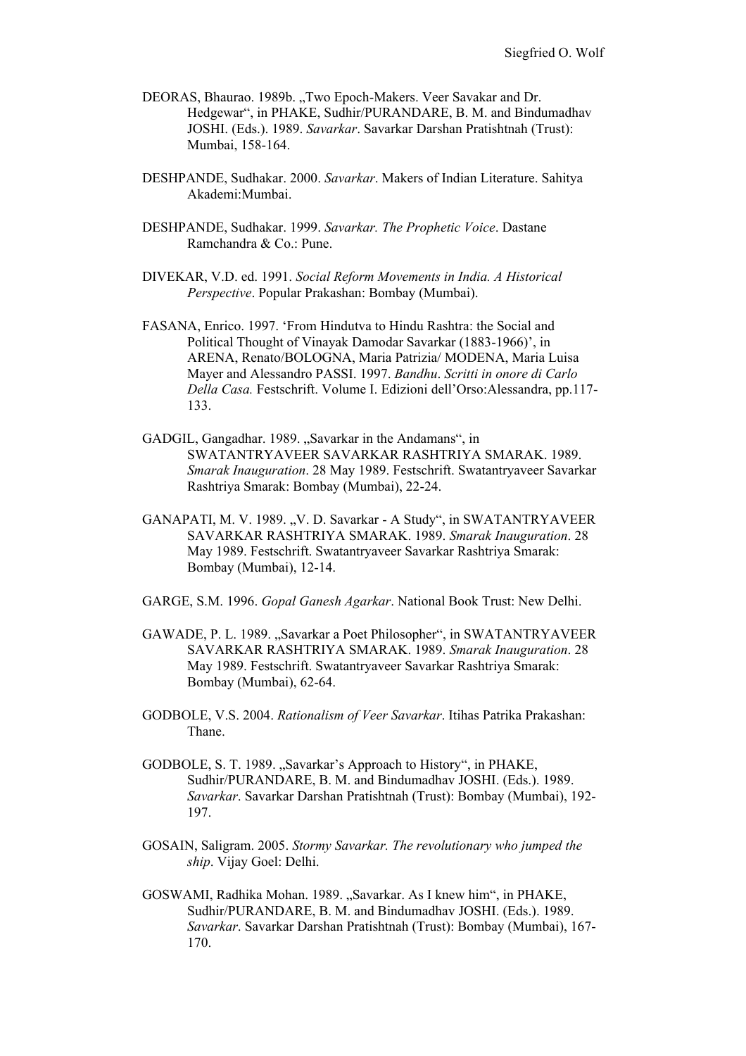DEORAS, Bhaurao. 1989b. „Two Epoch-Makers. Veer Savakar and Dr. Hedgewar", in PHAKE, Sudhir/PURANDARE, B. M. and Bindumadhav JOSHI. (Eds.). 1989. *Savarkar*. Savarkar Darshan Pratishtnah (Trust): Mumbai, 158-164.

DESHPANDE, Sudhakar. 2000. *Savarkar*. Makers of Indian Literature. Sahitya Akademi:Mumbai.

DESHPANDE, Sudhakar. 1999. *Savarkar. The Prophetic Voice*. Dastane Ramchandra & Co.: Pune.

DIVEKAR, V.D. ed. 1991. *Social Reform Movements in India. A Historical Perspective*. Popular Prakashan: Bombay (Mumbai).

FASANA, Enrico. 1997. 'From Hindutva to Hindu Rashtra: the Social and Political Thought of Vinayak Damodar Savarkar (1883-1966)', in ARENA, Renato/BOLOGNA, Maria Patrizia/ MODENA, Maria Luisa Mayer and Alessandro PASSI. 1997. *Bandhu*. *Scritti in onore di Carlo Della Casa.* Festschrift. Volume I. Edizioni dell'Orso:Alessandra, pp.117-133.

GADGIL, Gangadhar. 1989. „Savarkar in the Andamans", in SWATANTRYAVEER SAVARKAR RASHTRIYA SMARAK. 1989. *Smarak Inauguration*. 28 May 1989. Festschrift. Swatantryaveer Savarkar Rashtriya Smarak: Bombay (Mumbai), 22-24.

GANAPATI, M. V. 1989. „V. D. Savarkar - A Study", in SWATANTRYAVEER SAVARKAR RASHTRIYA SMARAK. 1989. *Smarak Inauguration*. 28 May 1989. Festschrift. Swatantryaveer Savarkar Rashtriya Smarak: Bombay (Mumbai), 12-14.

GARGE, S.M. 1996. *Gopal Ganesh Agarkar*. National Book Trust: New Delhi.

GAWADE, P. L. 1989. „Savarkar a Poet Philosopher", in SWATANTRYAVEER SAVARKAR RASHTRIYA SMARAK. 1989. *Smarak Inauguration*. 28 May 1989. Festschrift. Swatantryaveer Savarkar Rashtriya Smarak: Bombay (Mumbai), 62-64.

GODBOLE, V.S. 2004. *Rationalism of Veer Savarkar*. Itihas Patrika Prakashan: Thane.

GODBOLE, S. T. 1989. „Savarkar's Approach to History", in PHAKE, Sudhir/PURANDARE, B. M. and Bindumadhav JOSHI. (Eds.). 1989. *Savarkar*. Savarkar Darshan Pratishtnah (Trust): Bombay (Mumbai), 192-197.

GOSAIN, Saligram. 2005. *Stormy Savarkar. The revolutionary who jumped the ship*. Vijay Goel: Delhi.

GOSWAMI, Radhika Mohan. 1989. „Savarkar. As I knew him", in PHAKE, Sudhir/PURANDARE, B. M. and Bindumadhav JOSHI. (Eds.). 1989. *Savarkar*. Savarkar Darshan Pratishtnah (Trust): Bombay (Mumbai), 167-170.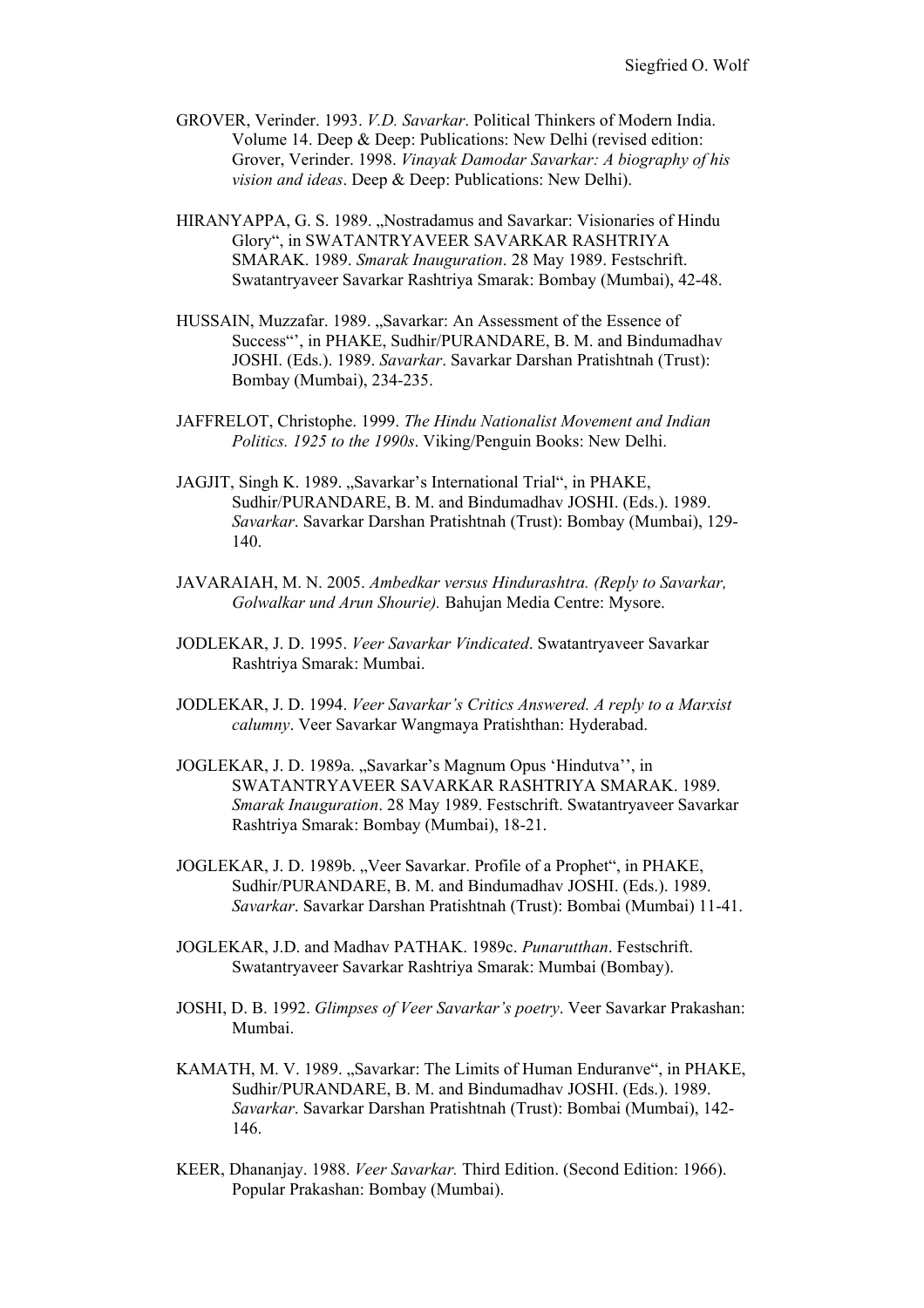GROVER, Verinder. 1993. *V.D. Savarkar*. Political Thinkers of Modern India. Volume 14. Deep & Deep: Publications: New Delhi (revised edition: Grover, Verinder. 1998. *Vinayak Damodar Savarkar: A biography of his vision and ideas*. Deep & Deep: Publications: New Delhi).

HIRANYAPPA, G. S. 1989. „Nostradamus and Savarkar: Visionaries of Hindu Glory", in SWATANTRYAVEER SAVARKAR RASHTRIYA SMARAK. 1989. *Smarak Inauguration*. 28 May 1989. Festschrift. Swatantryaveer Savarkar Rashtriya Smarak: Bombay (Mumbai), 42-48.

HUSSAIN, Muzzafar. 1989. „Savarkar: An Assessment of the Essence of Success"', in PHAKE, Sudhir/PURANDARE, B. M. and Bindumadhav JOSHI. (Eds.). 1989. *Savarkar*. Savarkar Darshan Pratishtnah (Trust): Bombay (Mumbai), 234-235.

JAFFRELOT, Christophe. 1999. *The Hindu Nationalist Movement and Indian Politics. 1925 to the 1990s*. Viking/Penguin Books: New Delhi.

JAGJIT, Singh K. 1989. „Savarkar's International Trial", in PHAKE, Sudhir/PURANDARE, B. M. and Bindumadhav JOSHI. (Eds.). 1989. *Savarkar*. Savarkar Darshan Pratishtnah (Trust): Bombay (Mumbai), 129-140.

JAVARAIAH, M. N. 2005. *Ambedkar versus Hindurashtra. (Reply to Savarkar, Golwalkar und Arun Shourie).* Bahujan Media Centre: Mysore.

JODLEKAR, J. D. 1995. *Veer Savarkar Vindicated*. Swatantryaveer Savarkar Rashtriya Smarak: Mumbai.

JODLEKAR, J. D. 1994. *Veer Savarkar's Critics Answered. A reply to a Marxist calumny*. Veer Savarkar Wangmaya Pratishthan: Hyderabad.

JOGLEKAR, J. D. 1989a. „Savarkar's Magnum Opus 'Hindutva'', in SWATANTRYAVEER SAVARKAR RASHTRIYA SMARAK. 1989. *Smarak Inauguration*. 28 May 1989. Festschrift. Swatantryaveer Savarkar Rashtriya Smarak: Bombay (Mumbai), 18-21.

JOGLEKAR, J. D. 1989b. „Veer Savarkar. Profile of a Prophet", in PHAKE, Sudhir/PURANDARE, B. M. and Bindumadhav JOSHI. (Eds.). 1989. *Savarkar*. Savarkar Darshan Pratishtnah (Trust): Bombai (Mumbai) 11-41.

JOGLEKAR, J.D. and Madhav PATHAK. 1989c. *Punarutthan*. Festschrift. Swatantryaveer Savarkar Rashtriya Smarak: Mumbai (Bombay).

JOSHI, D. B. 1992. *Glimpses of Veer Savarkar's poetry*. Veer Savarkar Prakashan: Mumbai.

KAMATH, M. V. 1989. „Savarkar: The Limits of Human Enduranve", in PHAKE, Sudhir/PURANDARE, B. M. and Bindumadhav JOSHI. (Eds.). 1989. *Savarkar*. Savarkar Darshan Pratishtnah (Trust): Bombai (Mumbai), 142-146.

KEER, Dhananjay. 1988. *Veer Savarkar.* Third Edition. (Second Edition: 1966). Popular Prakashan: Bombay (Mumbai).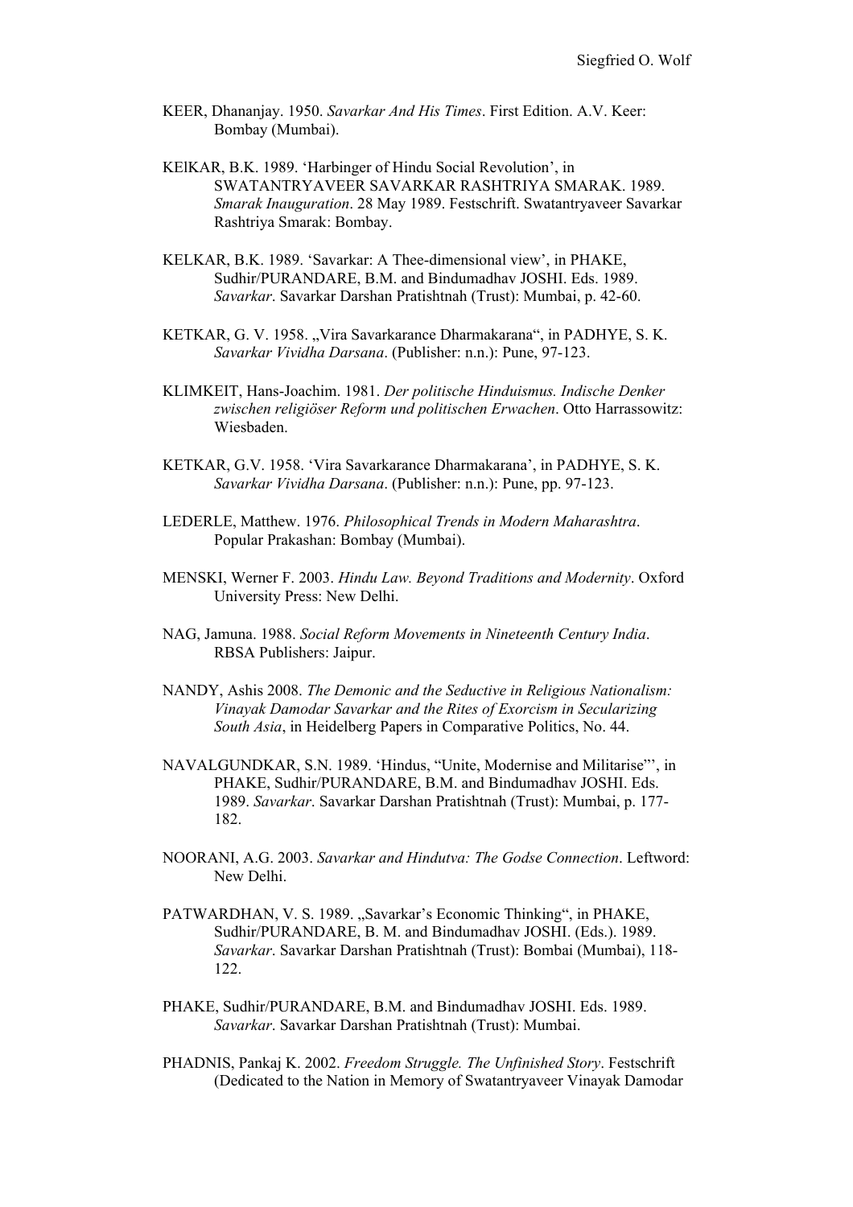KEER, Dhananjay. 1950. *Savarkar And His Times*. First Edition. A.V. Keer: Bombay (Mumbai).

KElKAR, B.K. 1989. 'Harbinger of Hindu Social Revolution', in SWATANTRYAVEER SAVARKAR RASHTRIYA SMARAK. 1989. *Smarak Inauguration*. 28 May 1989. Festschrift. Swatantryaveer Savarkar Rashtriya Smarak: Bombay.

KELKAR, B.K. 1989. 'Savarkar: A Thee-dimensional view', in PHAKE, Sudhir/PURANDARE, B.M. and Bindumadhav JOSHI. Eds. 1989. *Savarkar*. Savarkar Darshan Pratishtnah (Trust): Mumbai, p. 42-60.

KETKAR, G. V. 1958. „Vira Savarkarance Dharmakarana", in PADHYE, S. K. *Savarkar Vividha Darsana*. (Publisher: n.n.): Pune, 97-123.

KLIMKEIT, Hans-Joachim. 1981. *Der politische Hinduismus. Indische Denker zwischen religiöser Reform und politischen Erwachen*. Otto Harrassowitz: Wiesbaden.

KETKAR, G.V. 1958. 'Vira Savarkarance Dharmakarana', in PADHYE, S. K. *Savarkar Vividha Darsana*. (Publisher: n.n.): Pune, pp. 97-123.

LEDERLE, Matthew. 1976. *Philosophical Trends in Modern Maharashtra*. Popular Prakashan: Bombay (Mumbai).

MENSKI, Werner F. 2003. *Hindu Law. Beyond Traditions and Modernity*. Oxford University Press: New Delhi.

NAG, Jamuna. 1988. *Social Reform Movements in Nineteenth Century India*. RBSA Publishers: Jaipur.

NANDY, Ashis 2008. *The Demonic and the Seductive in Religious Nationalism: Vinayak Damodar Savarkar and the Rites of Exorcism in Secularizing South Asia*, in Heidelberg Papers in Comparative Politics, No. 44.

NAVALGUNDKAR, S.N. 1989. 'Hindus, "Unite, Modernise and Militarise"', in PHAKE, Sudhir/PURANDARE, B.M. and Bindumadhav JOSHI. Eds. 1989. *Savarkar*. Savarkar Darshan Pratishtnah (Trust): Mumbai, p. 177-182.

NOORANI, A.G. 2003. *Savarkar and Hindutva: The Godse Connection*. Leftword: New Delhi.

PATWARDHAN, V. S. 1989. „Savarkar's Economic Thinking", in PHAKE, Sudhir/PURANDARE, B. M. and Bindumadhav JOSHI. (Eds.). 1989. *Savarkar*. Savarkar Darshan Pratishtnah (Trust): Bombai (Mumbai), 118-122.

PHAKE, Sudhir/PURANDARE, B.M. and Bindumadhav JOSHI. Eds. 1989. *Savarkar*. Savarkar Darshan Pratishtnah (Trust): Mumbai.

PHADNIS, Pankaj K. 2002. *Freedom Struggle. The Unfinished Story*. Festschrift (Dedicated to the Nation in Memory of Swatantryaveer Vinayak Damodar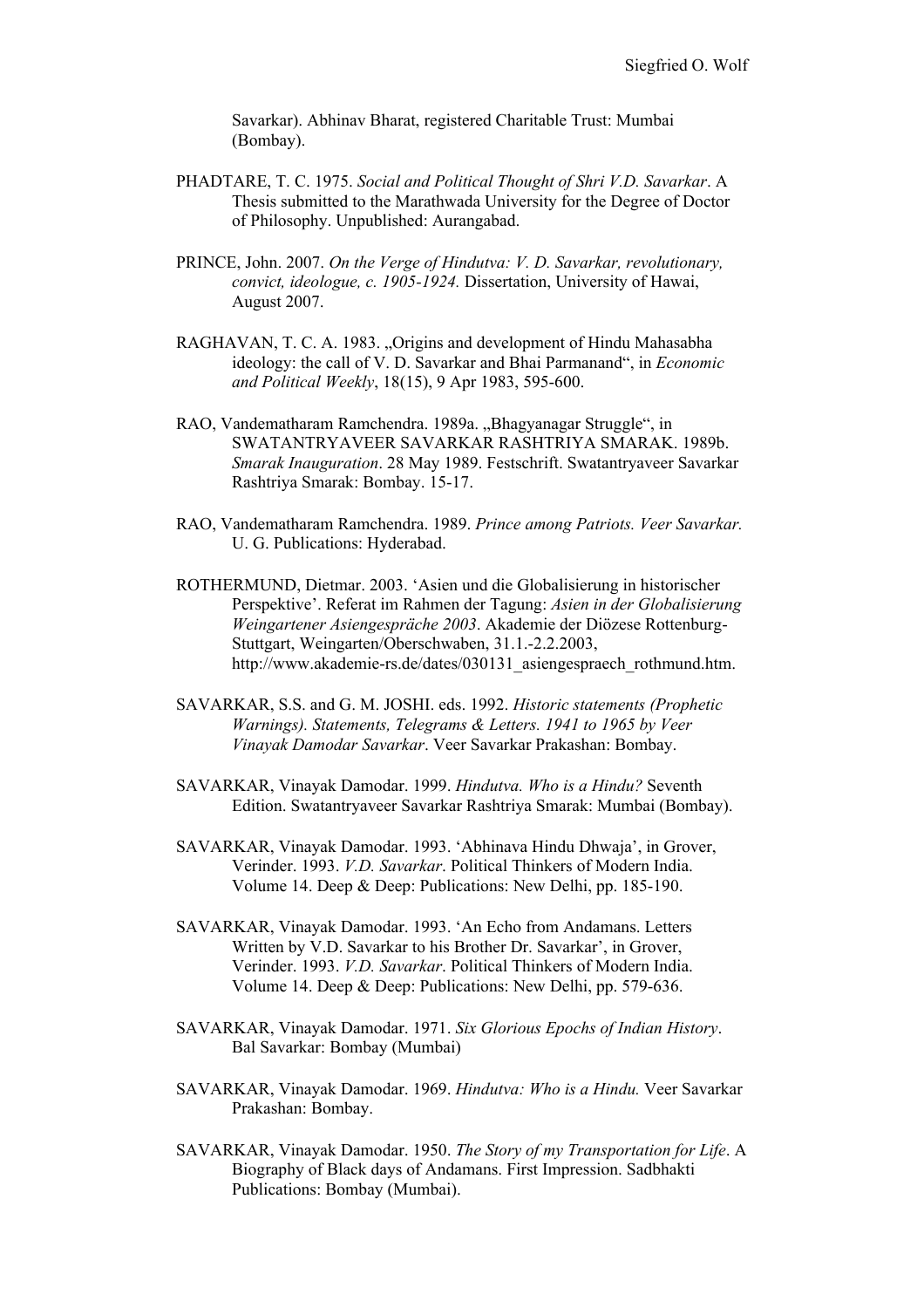Savarkar). Abhinav Bharat, registered Charitable Trust: Mumbai (Bombay).

PHADTARE, T. C. 1975. *Social and Political Thought of Shri V.D. Savarkar*. A Thesis submitted to the Marathwada University for the Degree of Doctor of Philosophy. Unpublished: Aurangabad.

PRINCE, John. 2007. *On the Verge of Hindutva: V. D. Savarkar, revolutionary, convict, ideologue, c. 1905-1924.* Dissertation, University of Hawai, August 2007.

RAGHAVAN, T. C. A. 1983. „Origins and development of Hindu Mahasabha ideology: the call of V. D. Savarkar and Bhai Parmanand", in *Economic and Political Weekly*, 18(15), 9 Apr 1983, 595-600.

RAO, Vandematharam Ramchendra. 1989a. „Bhagyanagar Struggle", in SWATANTRYAVEER SAVARKAR RASHTRIYA SMARAK. 1989b. *Smarak Inauguration*. 28 May 1989. Festschrift. Swatantryaveer Savarkar Rashtriya Smarak: Bombay. 15-17.

RAO, Vandematharam Ramchendra. 1989. *Prince among Patriots. Veer Savarkar.* U. G. Publications: Hyderabad.

ROTHERMUND, Dietmar. 2003. 'Asien und die Globalisierung in historischer Perspektive'. Referat im Rahmen der Tagung: *Asien in der Globalisierung Weingartener Asiengespräche 2003*. Akademie der Diözese Rottenburg-Stuttgart, Weingarten/Oberschwaben, 31.1.-2.2.2003, http://www.akademie-rs.de/dates/030131_asiengespraech_rothmund.htm.

SAVARKAR, S.S. and G. M. JOSHI. eds. 1992. *Historic statements (Prophetic Warnings). Statements, Telegrams & Letters. 1941 to 1965 by Veer Vinayak Damodar Savarkar*. Veer Savarkar Prakashan: Bombay.

SAVARKAR, Vinayak Damodar. 1999. *Hindutva. Who is a Hindu?* Seventh Edition. Swatantryaveer Savarkar Rashtriya Smarak: Mumbai (Bombay).

SAVARKAR, Vinayak Damodar. 1993. 'Abhinava Hindu Dhwaja', in Grover, Verinder. 1993. *V.D. Savarkar*. Political Thinkers of Modern India. Volume 14. Deep & Deep: Publications: New Delhi, pp. 185-190.

SAVARKAR, Vinayak Damodar. 1993. 'An Echo from Andamans. Letters Written by V.D. Savarkar to his Brother Dr. Savarkar', in Grover, Verinder. 1993. *V.D. Savarkar*. Political Thinkers of Modern India. Volume 14. Deep & Deep: Publications: New Delhi, pp. 579-636.

SAVARKAR, Vinayak Damodar. 1971. *Six Glorious Epochs of Indian History*. Bal Savarkar: Bombay (Mumbai)

SAVARKAR, Vinayak Damodar. 1969. *Hindutva: Who is a Hindu.* Veer Savarkar Prakashan: Bombay.

SAVARKAR, Vinayak Damodar. 1950. *The Story of my Transportation for Life*. A Biography of Black days of Andamans. First Impression. Sadbhakti Publications: Bombay (Mumbai).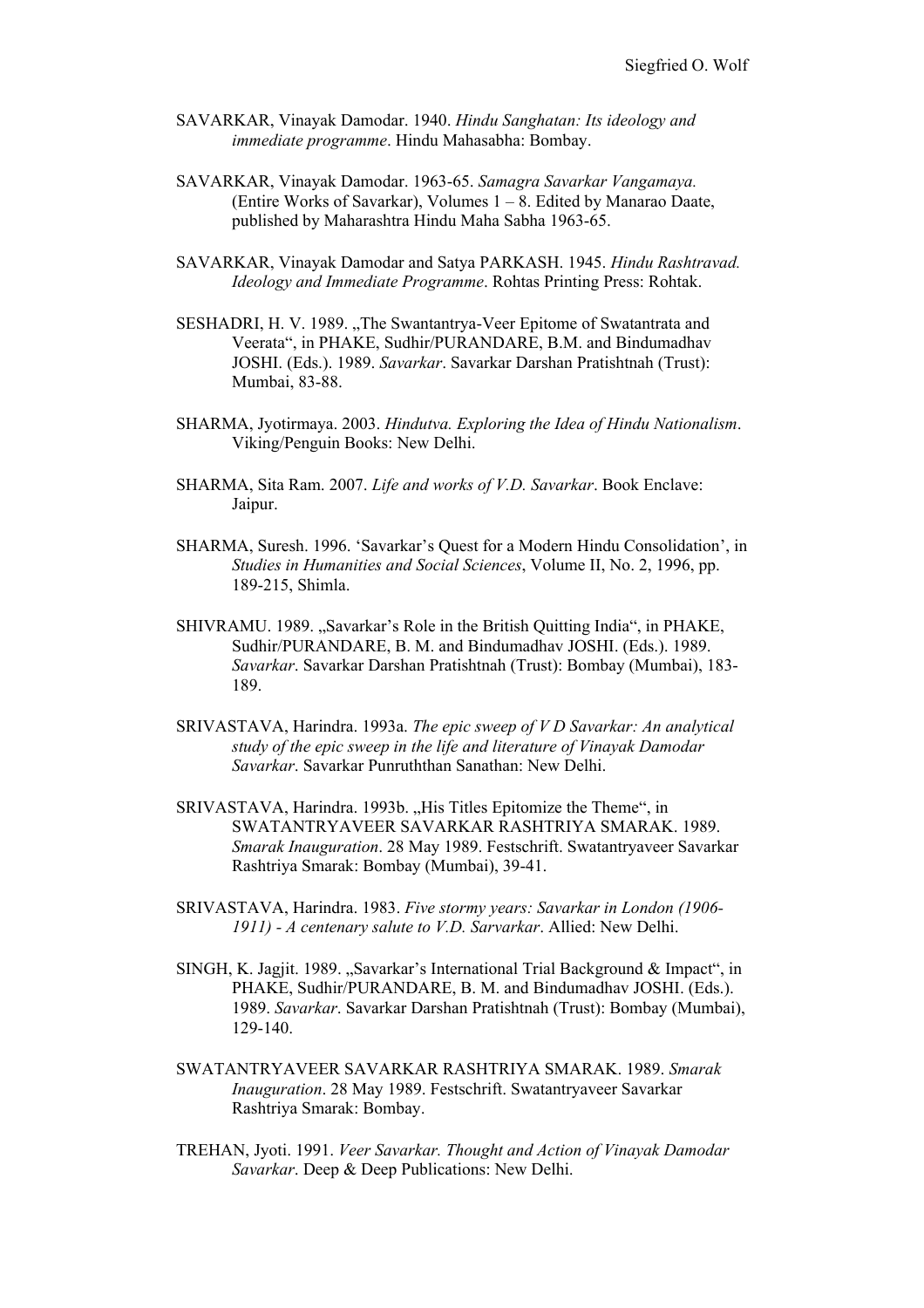SAVARKAR, Vinayak Damodar. 1940. *Hindu Sanghatan: Its ideology and immediate programme*. Hindu Mahasabha: Bombay.

SAVARKAR, Vinayak Damodar. 1963-65. *Samagra Savarkar Vangamaya.* (Entire Works of Savarkar), Volumes 1 – 8. Edited by Manarao Daate, published by Maharashtra Hindu Maha Sabha 1963-65.

SAVARKAR, Vinayak Damodar and Satya PARKASH. 1945. *Hindu Rashtravad. Ideology and Immediate Programme*. Rohtas Printing Press: Rohtak.

SESHADRI, H. V. 1989. „The Swantantrya-Veer Epitome of Swatantrata and Veerata", in PHAKE, Sudhir/PURANDARE, B.M. and Bindumadhav JOSHI. (Eds.). 1989. *Savarkar*. Savarkar Darshan Pratishtnah (Trust): Mumbai, 83-88.

SHARMA, Jyotirmaya. 2003. *Hindutva. Exploring the Idea of Hindu Nationalism*. Viking/Penguin Books: New Delhi.

SHARMA, Sita Ram. 2007. *Life and works of V.D. Savarkar*. Book Enclave: Jaipur.

SHARMA, Suresh. 1996. 'Savarkar's Quest for a Modern Hindu Consolidation', in *Studies in Humanities and Social Sciences*, Volume II, No. 2, 1996, pp. 189-215, Shimla.

SHIVRAMU. 1989. „Savarkar's Role in the British Quitting India", in PHAKE, Sudhir/PURANDARE, B. M. and Bindumadhav JOSHI. (Eds.). 1989. *Savarkar*. Savarkar Darshan Pratishtnah (Trust): Bombay (Mumbai), 183-189.

SRIVASTAVA, Harindra. 1993a. *The epic sweep of V D Savarkar: An analytical study of the epic sweep in the life and literature of Vinayak Damodar Savarkar*. Savarkar Punruththan Sanathan: New Delhi.

SRIVASTAVA, Harindra. 1993b. „His Titles Epitomize the Theme", in SWATANTRYAVEER SAVARKAR RASHTRIYA SMARAK. 1989. *Smarak Inauguration*. 28 May 1989. Festschrift. Swatantryaveer Savarkar Rashtriya Smarak: Bombay (Mumbai), 39-41.

SRIVASTAVA, Harindra. 1983. *Five stormy years: Savarkar in London (1906-1911) - A centenary salute to V.D. Sarvarkar*. Allied: New Delhi.

SINGH, K. Jagjit. 1989. „Savarkar's International Trial Background & Impact", in PHAKE, Sudhir/PURANDARE, B. M. and Bindumadhav JOSHI. (Eds.). 1989. *Savarkar*. Savarkar Darshan Pratishtnah (Trust): Bombay (Mumbai), 129-140.

SWATANTRYAVEER SAVARKAR RASHTRIYA SMARAK. 1989. *Smarak Inauguration*. 28 May 1989. Festschrift. Swatantryaveer Savarkar Rashtriya Smarak: Bombay.

TREHAN, Jyoti. 1991. *Veer Savarkar. Thought and Action of Vinayak Damodar Savarkar*. Deep & Deep Publications: New Delhi.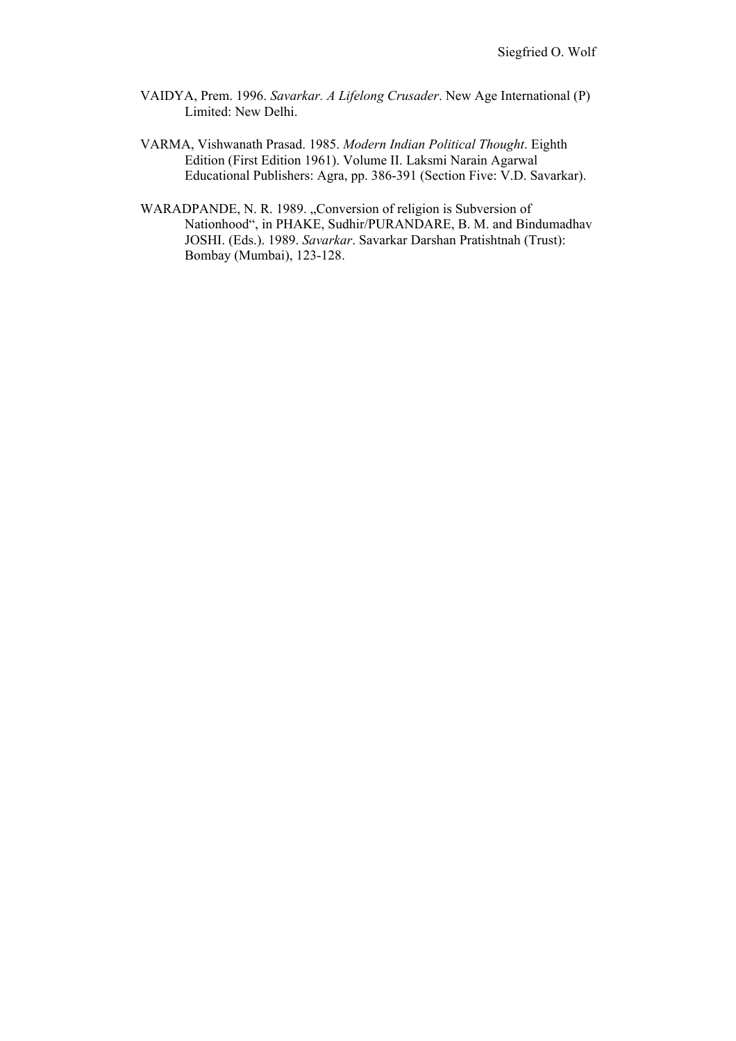VAIDYA, Prem. 1996. *Savarkar. A Lifelong Crusader*. New Age International (P) Limited: New Delhi.

VARMA, Vishwanath Prasad. 1985. *Modern Indian Political Thought*. Eighth Edition (First Edition 1961). Volume II. Laksmi Narain Agarwal Educational Publishers: Agra, pp. 386-391 (Section Five: V.D. Savarkar).

WARADPANDE, N. R. 1989. „Conversion of religion is Subversion of Nationhood", in PHAKE, Sudhir/PURANDARE, B. M. and Bindumadhav JOSHI. (Eds.). 1989. *Savarkar*. Savarkar Darshan Pratishtnah (Trust): Bombay (Mumbai), 123-128.